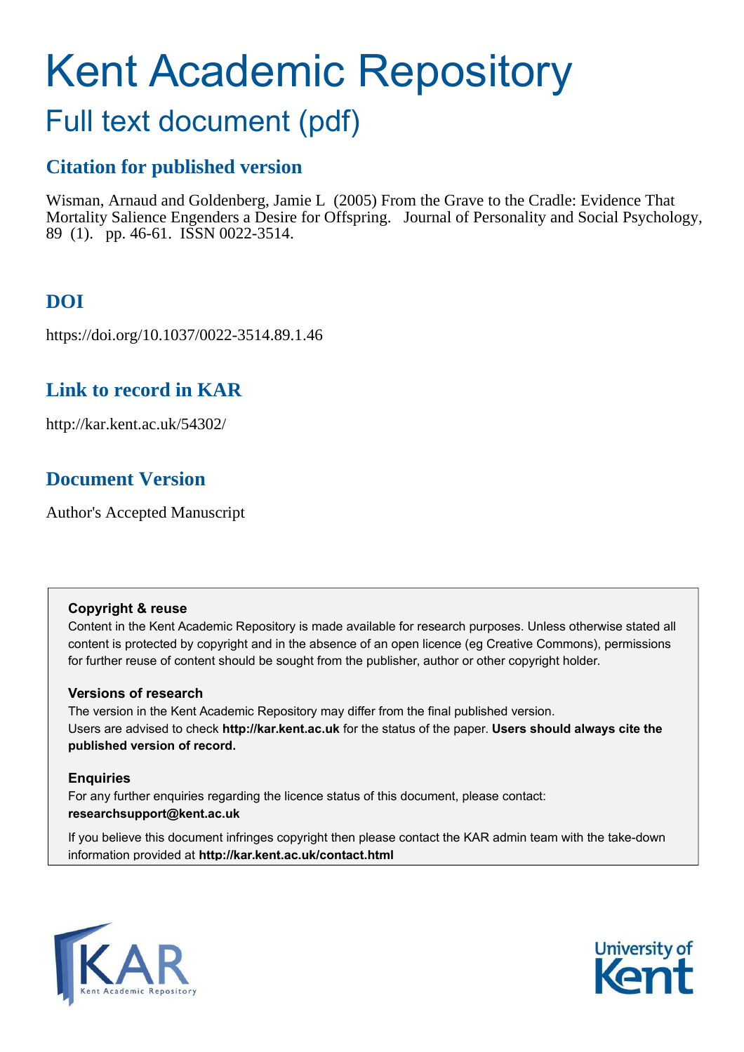# Kent Academic Repository

## Full text document (pdf)

### Citation for published version

Wisman, Arnaud and Goldenberg, Jamie L (2005) From the Grave to the Cradle: Evidence That Mortality Salience Engenders a Desire for Offspring. Journal of Personality and Social Psychology, 89 (1). pp. 46-61. ISSN 0022-3514.

### DOI

https://doi.org/10.1037/0022-3514.89.1.46

### Link to record in KAR

http://kar.kent.ac.uk/54302/

### Document Version

Author's Accepted Manuscript

**Copyright & reuse**

Content in the Kent Academic Repository is made available for research purposes. Unless otherwise stated all content is protected by copyright and in the absence of an open licence (eg Creative Commons), permissions for further reuse of content should be sought from the publisher, author or other copyright holder.

**Versions of research**

The version in the Kent Academic Repository may differ from the final published version. Users are advised to check **http://kar.kent.ac.uk** for the status of the paper. **Users should always cite the published version of record.**

**Enquiries**

For any further enquiries regarding the licence status of this document, please contact: **researchsupport@kent.ac.uk**

If you believe this document infringes copyright then please contact the KAR admin team with the take-down information provided at **http://kar.kent.ac.uk/contact.html**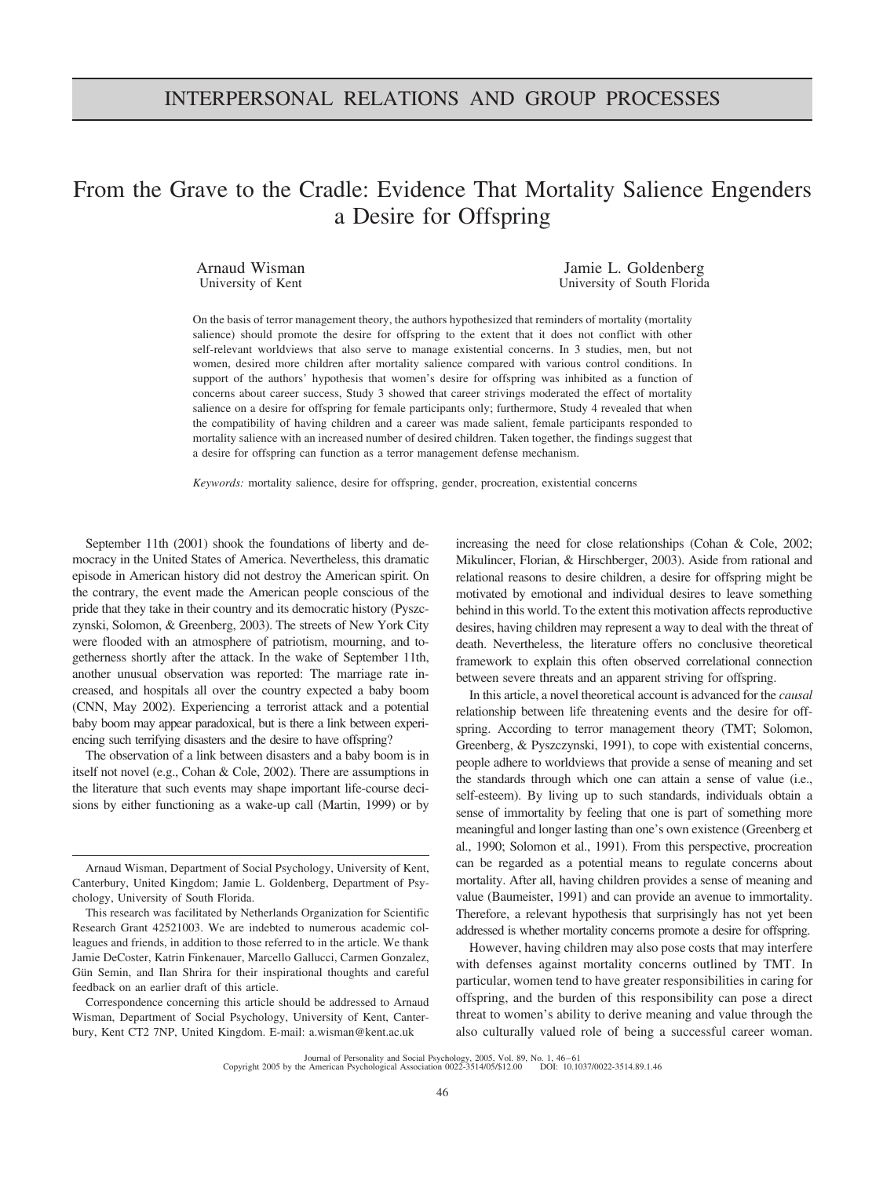# INTERPERSONAL RELATIONS AND GROUP PROCESSES

# From the Grave to the Cradle: Evidence That Mortality Salience Engenders a Desire for Offspring

Arnaud Wisman
University of Kent

Jamie L. Goldenberg
University of South Florida

On the basis of terror management theory, the authors hypothesized that reminders of mortality (mortality salience) should promote the desire for offspring to the extent that it does not conflict with other self-relevant worldviews that also serve to manage existential concerns. In 3 studies, men, but not women, desired more children after mortality salience compared with various control conditions. In support of the authors' hypothesis that women's desire for offspring was inhibited as a function of concerns about career success, Study 3 showed that career strivings moderated the effect of mortality salience on a desire for offspring for female participants only; furthermore, Study 4 revealed that when the compatibility of having children and a career was made salient, female participants responded to mortality salience with an increased number of desired children. Taken together, the findings suggest that a desire for offspring can function as a terror management defense mechanism.

*Keywords:* mortality salience, desire for offspring, gender, procreation, existential concerns

September 11th (2001) shook the foundations of liberty and democracy in the United States of America. Nevertheless, this dramatic episode in American history did not destroy the American spirit. On the contrary, the event made the American people conscious of the pride that they take in their country and its democratic history (Pyszczynski, Solomon, & Greenberg, 2003). The streets of New York City were flooded with an atmosphere of patriotism, mourning, and togetherness shortly after the attack. In the wake of September 11th, another unusual observation was reported: The marriage rate increased, and hospitals all over the country expected a baby boom (CNN, May 2002). Experiencing a terrorist attack and a potential baby boom may appear paradoxical, but is there a link between experiencing such terrifying disasters and the desire to have offspring?

The observation of a link between disasters and a baby boom is in itself not novel (e.g., Cohan & Cole, 2002). There are assumptions in the literature that such events may shape important life-course decisions by either functioning as a wake-up call (Martin, 1999) or by increasing the need for close relationships (Cohan & Cole, 2002; Mikulincer, Florian, & Hirschberger, 2003). Aside from rational and relational reasons to desire children, a desire for offspring might be motivated by emotional and individual desires to leave something behind in this world. To the extent this motivation affects reproductive desires, having children may represent a way to deal with the threat of death. Nevertheless, the literature offers no conclusive theoretical framework to explain this often observed correlational connection between severe threats and an apparent striving for offspring.

In this article, a novel theoretical account is advanced for the *causal* relationship between life threatening events and the desire for offspring. According to terror management theory (TMT; Solomon, Greenberg, & Pyszczynski, 1991), to cope with existential concerns, people adhere to worldviews that provide a sense of meaning and set the standards through which one can attain a sense of value (i.e., self-esteem). By living up to such standards, individuals obtain a sense of immortality by feeling that one is part of something more meaningful and longer lasting than one's own existence (Greenberg et al., 1990; Solomon et al., 1991). From this perspective, procreation can be regarded as a potential means to regulate concerns about mortality. After all, having children provides a sense of meaning and value (Baumeister, 1991) and can provide an avenue to immortality. Therefore, a relevant hypothesis that surprisingly has not yet been addressed is whether mortality concerns promote a desire for offspring.

However, having children may also pose costs that may interfere with defenses against mortality concerns outlined by TMT. In particular, women tend to have greater responsibilities in caring for offspring, and the burden of this responsibility can pose a direct threat to women's ability to derive meaning and value through the also culturally valued role of being a successful career woman.

Arnaud Wisman, Department of Social Psychology, University of Kent, Canterbury, United Kingdom; Jamie L. Goldenberg, Department of Psychology, University of South Florida.

This research was facilitated by Netherlands Organization for Scientific Research Grant 42521003. We are indebted to numerous academic colleagues and friends, in addition to those referred to in the article. We thank Jamie DeCoster, Katrin Finkenauer, Marcello Gallucci, Carmen Gonzalez, Gün Semin, and Ilan Shrira for their inspirational thoughts and careful feedback on an earlier draft of this article.

Correspondence concerning this article should be addressed to Arnaud Wisman, Department of Social Psychology, University of Kent, Canterbury, Kent CT2 7NP, United Kingdom. E-mail: a.wisman@kent.ac.uk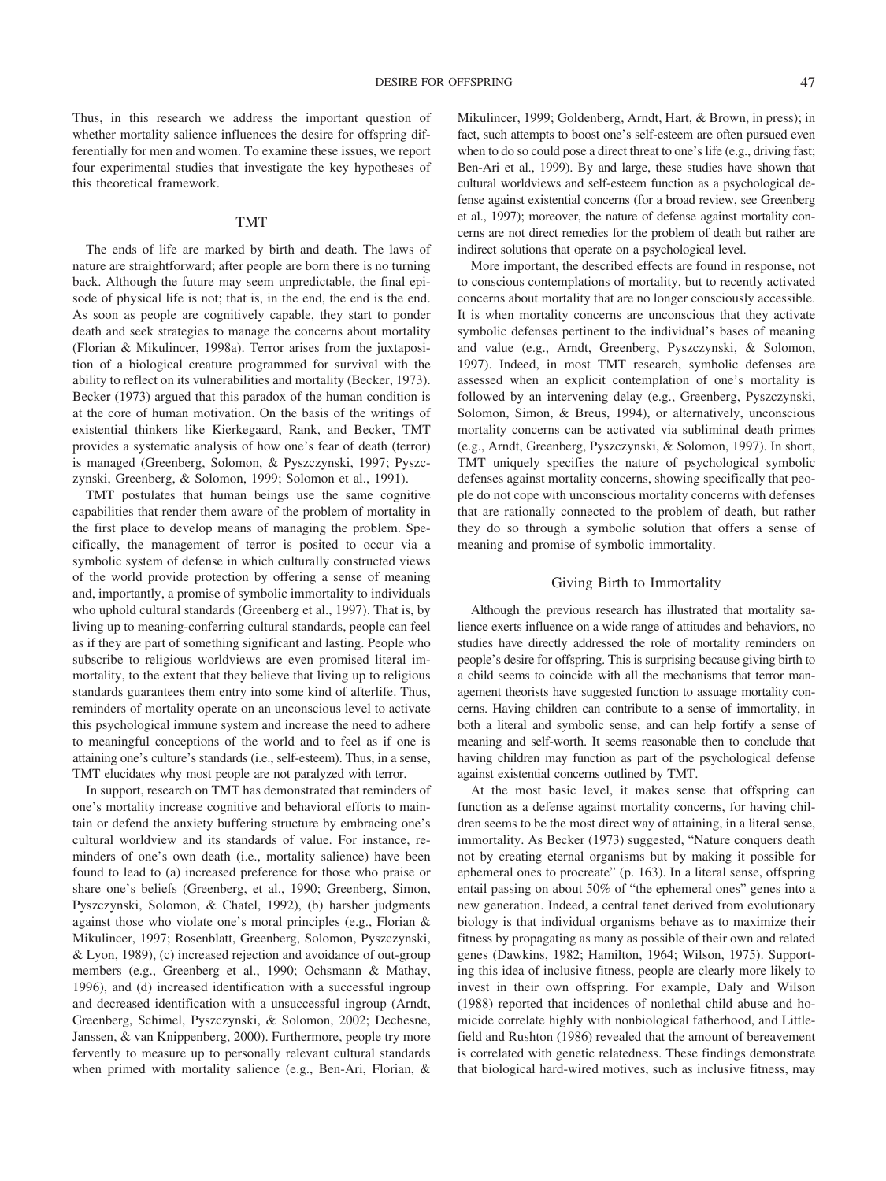Thus, in this research we address the important question of whether mortality salience influences the desire for offspring differentially for men and women. To examine these issues, we report four experimental studies that investigate the key hypotheses of this theoretical framework.

## TMT

The ends of life are marked by birth and death. The laws of nature are straightforward; after people are born there is no turning back. Although the future may seem unpredictable, the final episode of physical life is not; that is, in the end, the end is the end. As soon as people are cognitively capable, they start to ponder death and seek strategies to manage the concerns about mortality (Florian & Mikulincer, 1998a). Terror arises from the juxtaposition of a biological creature programmed for survival with the ability to reflect on its vulnerabilities and mortality (Becker, 1973). Becker (1973) argued that this paradox of the human condition is at the core of human motivation. On the basis of the writings of existential thinkers like Kierkegaard, Rank, and Becker, TMT provides a systematic analysis of how one's fear of death (terror) is managed (Greenberg, Solomon, & Pyszczynski, 1997; Pyszczynski, Greenberg, & Solomon, 1999; Solomon et al., 1991).

TMT postulates that human beings use the same cognitive capabilities that render them aware of the problem of mortality in the first place to develop means of managing the problem. Specifically, the management of terror is posited to occur via a symbolic system of defense in which culturally constructed views of the world provide protection by offering a sense of meaning and, importantly, a promise of symbolic immortality to individuals who uphold cultural standards (Greenberg et al., 1997). That is, by living up to meaning-conferring cultural standards, people can feel as if they are part of something significant and lasting. People who subscribe to religious worldviews are even promised literal immortality, to the extent that they believe that living up to religious standards guarantees them entry into some kind of afterlife. Thus, reminders of mortality operate on an unconscious level to activate this psychological immune system and increase the need to adhere to meaningful conceptions of the world and to feel as if one is attaining one's culture's standards (i.e., self-esteem). Thus, in a sense, TMT elucidates why most people are not paralyzed with terror.

In support, research on TMT has demonstrated that reminders of one's mortality increase cognitive and behavioral efforts to maintain or defend the anxiety buffering structure by embracing one's cultural worldview and its standards of value. For instance, reminders of one's own death (i.e., mortality salience) have been found to lead to (a) increased preference for those who praise or share one's beliefs (Greenberg, et al., 1990; Greenberg, Simon, Pyszczynski, Solomon, & Chatel, 1992), (b) harsher judgments against those who violate one's moral principles (e.g., Florian & Mikulincer, 1997; Rosenblatt, Greenberg, Solomon, Pyszczynski, & Lyon, 1989), (c) increased rejection and avoidance of out-group members (e.g., Greenberg et al., 1990; Ochsmann & Mathay, 1996), and (d) increased identification with a successful ingroup and decreased identification with a unsuccessful ingroup (Arndt, Greenberg, Schimel, Pyszczynski, & Solomon, 2002; Dechesne, Janssen, & van Knippenberg, 2000). Furthermore, people try more fervently to measure up to personally relevant cultural standards when primed with mortality salience (e.g., Ben-Ari, Florian, & Mikulincer, 1999; Goldenberg, Arndt, Hart, & Brown, in press); in fact, such attempts to boost one's self-esteem are often pursued even when to do so could pose a direct threat to one's life (e.g., driving fast; Ben-Ari et al., 1999). By and large, these studies have shown that cultural worldviews and self-esteem function as a psychological defense against existential concerns (for a broad review, see Greenberg et al., 1997); moreover, the nature of defense against mortality concerns are not direct remedies for the problem of death but rather are indirect solutions that operate on a psychological level.

More important, the described effects are found in response, not to conscious contemplations of mortality, but to recently activated concerns about mortality that are no longer consciously accessible. It is when mortality concerns are unconscious that they activate symbolic defenses pertinent to the individual's bases of meaning and value (e.g., Arndt, Greenberg, Pyszczynski, & Solomon, 1997). Indeed, in most TMT research, symbolic defenses are assessed when an explicit contemplation of one's mortality is followed by an intervening delay (e.g., Greenberg, Pyszczynski, Solomon, Simon, & Breus, 1994), or alternatively, unconscious mortality concerns can be activated via subliminal death primes (e.g., Arndt, Greenberg, Pyszczynski, & Solomon, 1997). In short, TMT uniquely specifies the nature of psychological symbolic defenses against mortality concerns, showing specifically that people do not cope with unconscious mortality concerns with defenses that are rationally connected to the problem of death, but rather they do so through a symbolic solution that offers a sense of meaning and promise of symbolic immortality.

## Giving Birth to Immortality

Although the previous research has illustrated that mortality salience exerts influence on a wide range of attitudes and behaviors, no studies have directly addressed the role of mortality reminders on people's desire for offspring. This is surprising because giving birth to a child seems to coincide with all the mechanisms that terror management theorists have suggested function to assuage mortality concerns. Having children can contribute to a sense of immortality, in both a literal and symbolic sense, and can help fortify a sense of meaning and self-worth. It seems reasonable then to conclude that having children may function as part of the psychological defense against existential concerns outlined by TMT.

At the most basic level, it makes sense that offspring can function as a defense against mortality concerns, for having children seems to be the most direct way of attaining, in a literal sense, immortality. As Becker (1973) suggested, "Nature conquers death not by creating eternal organisms but by making it possible for ephemeral ones to procreate" (p. 163). In a literal sense, offspring entail passing on about 50% of "the ephemeral ones" genes into a new generation. Indeed, a central tenet derived from evolutionary biology is that individual organisms behave as to maximize their fitness by propagating as many as possible of their own and related genes (Dawkins, 1982; Hamilton, 1964; Wilson, 1975). Supporting this idea of inclusive fitness, people are clearly more likely to invest in their own offspring. For example, Daly and Wilson (1988) reported that incidences of nonlethal child abuse and homicide correlate highly with nonbiological fatherhood, and Littlefield and Rushton (1986) revealed that the amount of bereavement is correlated with genetic relatedness. These findings demonstrate that biological hard-wired motives, such as inclusive fitness, may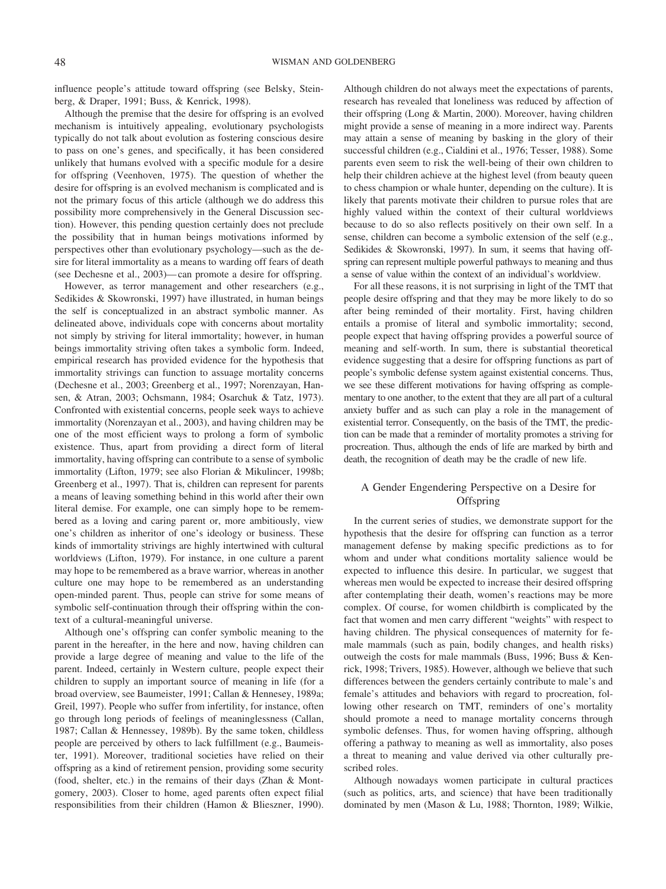influence people's attitude toward offspring (see Belsky, Steinberg, & Draper, 1991; Buss, & Kenrick, 1998).

Although the premise that the desire for offspring is an evolved mechanism is intuitively appealing, evolutionary psychologists typically do not talk about evolution as fostering conscious desire to pass on one's genes, and specifically, it has been considered unlikely that humans evolved with a specific module for a desire for offspring (Veenhoven, 1975). The question of whether the desire for offspring is an evolved mechanism is complicated and is not the primary focus of this article (although we do address this possibility more comprehensively in the General Discussion section). However, this pending question certainly does not preclude the possibility that in human beings motivations informed by perspectives other than evolutionary psychology—such as the desire for literal immortality as a means to warding off fears of death (see Dechesne et al., 2003)—can promote a desire for offspring.

However, as terror management and other researchers (e.g., Sedikides & Skowronski, 1997) have illustrated, in human beings the self is conceptualized in an abstract symbolic manner. As delineated above, individuals cope with concerns about mortality not simply by striving for literal immortality; however, in human beings immortality striving often takes a symbolic form. Indeed, empirical research has provided evidence for the hypothesis that immortality strivings can function to assuage mortality concerns (Dechesne et al., 2003; Greenberg et al., 1997; Norenzayan, Hansen, & Atran, 2003; Ochsmann, 1984; Osarchuk & Tatz, 1973). Confronted with existential concerns, people seek ways to achieve immortality (Norenzayan et al., 2003), and having children may be one of the most efficient ways to prolong a form of symbolic existence. Thus, apart from providing a direct form of literal immortality, having offspring can contribute to a sense of symbolic immortality (Lifton, 1979; see also Florian & Mikulincer, 1998b; Greenberg et al., 1997). That is, children can represent for parents a means of leaving something behind in this world after their own literal demise. For example, one can simply hope to be remembered as a loving and caring parent or, more ambitiously, view one's children as inheritor of one's ideology or business. These kinds of immortality strivings are highly intertwined with cultural worldviews (Lifton, 1979). For instance, in one culture a parent may hope to be remembered as a brave warrior, whereas in another culture one may hope to be remembered as an understanding open-minded parent. Thus, people can strive for some means of symbolic self-continuation through their offspring within the context of a cultural-meaningful universe.

Although one's offspring can confer symbolic meaning to the parent in the hereafter, in the here and now, having children can provide a large degree of meaning and value to the life of the parent. Indeed, certainly in Western culture, people expect their children to supply an important source of meaning in life (for a broad overview, see Baumeister, 1991; Callan & Hennesey, 1989a; Greil, 1997). People who suffer from infertility, for instance, often go through long periods of feelings of meaninglessness (Callan, 1987; Callan & Hennessey, 1989b). By the same token, childless people are perceived by others to lack fulfillment (e.g., Baumeister, 1991). Moreover, traditional societies have relied on their offspring as a kind of retirement pension, providing some security (food, shelter, etc.) in the remains of their days (Zhan & Montgomery, 2003). Closer to home, aged parents often expect filial responsibilities from their children (Hamon & Blieszner, 1990). Although children do not always meet the expectations of parents, research has revealed that loneliness was reduced by affection of their offspring (Long & Martin, 2000). Moreover, having children might provide a sense of meaning in a more indirect way. Parents may attain a sense of meaning by basking in the glory of their successful children (e.g., Cialdini et al., 1976; Tesser, 1988). Some parents even seem to risk the well-being of their own children to help their children achieve at the highest level (from beauty queen to chess champion or whale hunter, depending on the culture). It is likely that parents motivate their children to pursue roles that are highly valued within the context of their cultural worldviews because to do so also reflects positively on their own self. In a sense, children can become a symbolic extension of the self (e.g., Sedikides & Skowronski, 1997). In sum, it seems that having offspring can represent multiple powerful pathways to meaning and thus a sense of value within the context of an individual's worldview.

For all these reasons, it is not surprising in light of the TMT that people desire offspring and that they may be more likely to do so after being reminded of their mortality. First, having children entails a promise of literal and symbolic immortality; second, people expect that having offspring provides a powerful source of meaning and self-worth. In sum, there is substantial theoretical evidence suggesting that a desire for offspring functions as part of people's symbolic defense system against existential concerns. Thus, we see these different motivations for having offspring as complementary to one another, to the extent that they are all part of a cultural anxiety buffer and as such can play a role in the management of existential terror. Consequently, on the basis of the TMT, the prediction can be made that a reminder of mortality promotes a striving for procreation. Thus, although the ends of life are marked by birth and death, the recognition of death may be the cradle of new life.

## A Gender Engendering Perspective on a Desire for Offspring

In the current series of studies, we demonstrate support for the hypothesis that the desire for offspring can function as a terror management defense by making specific predictions as to for whom and under what conditions mortality salience would be expected to influence this desire. In particular, we suggest that whereas men would be expected to increase their desired offspring after contemplating their death, women's reactions may be more complex. Of course, for women childbirth is complicated by the fact that women and men carry different "weights" with respect to having children. The physical consequences of maternity for female mammals (such as pain, bodily changes, and health risks) outweigh the costs for male mammals (Buss, 1996; Buss & Kenrick, 1998; Trivers, 1985). However, although we believe that such differences between the genders certainly contribute to male's and female's attitudes and behaviors with regard to procreation, following other research on TMT, reminders of one's mortality should promote a need to manage mortality concerns through symbolic defenses. Thus, for women having offspring, although offering a pathway to meaning as well as immortality, also poses a threat to meaning and value derived via other culturally prescribed roles.

Although nowadays women participate in cultural practices (such as politics, arts, and science) that have been traditionally dominated by men (Mason & Lu, 1988; Thornton, 1989; Wilkie,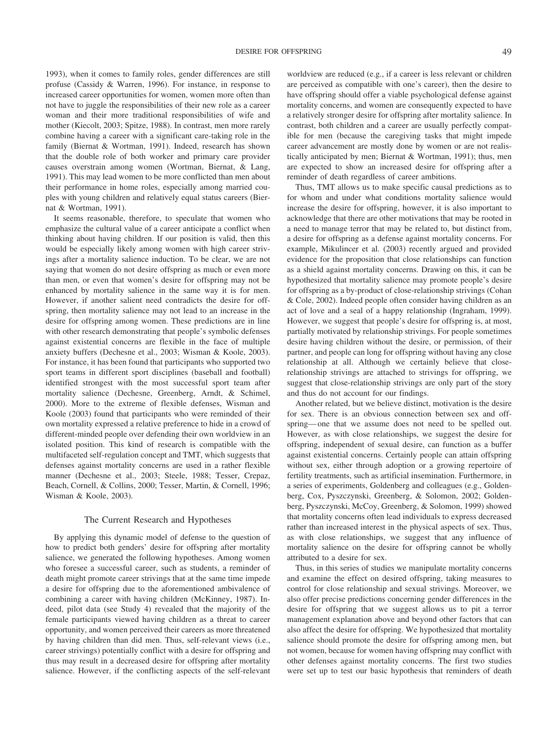1993), when it comes to family roles, gender differences are still profuse (Cassidy & Warren, 1996). For instance, in response to increased career opportunities for women, women more often than not have to juggle the responsibilities of their new role as a career woman and their more traditional responsibilities of wife and mother (Kiecolt, 2003; Spitze, 1988). In contrast, men more rarely combine having a career with a significant care-taking role in the family (Biernat & Wortman, 1991). Indeed, research has shown that the double role of both worker and primary care provider causes overstrain among women (Wortman, Biernat, & Lang, 1991). This may lead women to be more conflicted than men about their performance in home roles, especially among married couples with young children and relatively equal status careers (Biernat & Wortman, 1991).

It seems reasonable, therefore, to speculate that women who emphasize the cultural value of a career anticipate a conflict when thinking about having children. If our position is valid, then this would be especially likely among women with high career strivings after a mortality salience induction. To be clear, we are not saying that women do not desire offspring as much or even more than men, or even that women's desire for offspring may not be enhanced by mortality salience in the same way it is for men. However, if another salient need contradicts the desire for offspring, then mortality salience may not lead to an increase in the desire for offspring among women. These predictions are in line with other research demonstrating that people's symbolic defenses against existential concerns are flexible in the face of multiple anxiety buffers (Dechesne et al., 2003; Wisman & Koole, 2003). For instance, it has been found that participants who supported two sport teams in different sport disciplines (baseball and football) identified strongest with the most successful sport team after mortality salience (Dechesne, Greenberg, Arndt, & Schimel, 2000). More to the extreme of flexible defenses, Wisman and Koole (2003) found that participants who were reminded of their own mortality expressed a relative preference to hide in a crowd of different-minded people over defending their own worldview in an isolated position. This kind of research is compatible with the multifaceted self-regulation concept and TMT, which suggests that defenses against mortality concerns are used in a rather flexible manner (Dechesne et al., 2003; Steele, 1988; Tesser, Crepaz, Beach, Cornell, & Collins, 2000; Tesser, Martin, & Cornell, 1996; Wisman & Koole, 2003).

## The Current Research and Hypotheses

By applying this dynamic model of defense to the question of how to predict both genders' desire for offspring after mortality salience, we generated the following hypotheses. Among women who foresee a successful career, such as students, a reminder of death might promote career strivings that at the same time impede a desire for offspring due to the aforementioned ambivalence of combining a career with having children (McKinney, 1987). Indeed, pilot data (see Study 4) revealed that the majority of the female participants viewed having children as a threat to career opportunity, and women perceived their careers as more threatened by having children than did men. Thus, self-relevant views (i.e., career strivings) potentially conflict with a desire for offspring and thus may result in a decreased desire for offspring after mortality salience. However, if the conflicting aspects of the self-relevant worldview are reduced (e.g., if a career is less relevant or children are perceived as compatible with one's career), then the desire to have offspring should offer a viable psychological defense against mortality concerns, and women are consequently expected to have a relatively stronger desire for offspring after mortality salience. In contrast, both children and a career are usually perfectly compatible for men (because the caregiving tasks that might impede career advancement are mostly done by women or are not realistically anticipated by men; Biernat & Wortman, 1991); thus, men are expected to show an increased desire for offspring after a reminder of death regardless of career ambitions.

Thus, TMT allows us to make specific causal predictions as to for whom and under what conditions mortality salience would increase the desire for offspring, however, it is also important to acknowledge that there are other motivations that may be rooted in a need to manage terror that may be related to, but distinct from, a desire for offspring as a defense against mortality concerns. For example, Mikulincer et al. (2003) recently argued and provided evidence for the proposition that close relationships can function as a shield against mortality concerns. Drawing on this, it can be hypothesized that mortality salience may promote people's desire for offspring as a by-product of close-relationship strivings (Cohan & Cole, 2002). Indeed people often consider having children as an act of love and a seal of a happy relationship (Ingraham, 1999). However, we suggest that people's desire for offspring is, at most, partially motivated by relationship strivings. For people sometimes desire having children without the desire, or permission, of their partner, and people can long for offspring without having any close relationship at all. Although we certainly believe that close-relationship strivings are attached to strivings for offspring, we suggest that close-relationship strivings are only part of the story and thus do not account for our findings.

Another related, but we believe distinct, motivation is the desire for sex. There is an obvious connection between sex and offspring—one that we assume does not need to be spelled out. However, as with close relationships, we suggest the desire for offspring, independent of sexual desire, can function as a buffer against existential concerns. Certainly people can attain offspring without sex, either through adoption or a growing repertoire of fertility treatments, such as artificial insemination. Furthermore, in a series of experiments, Goldenberg and colleagues (e.g., Goldenberg, Cox, Pyszczynski, Greenberg, & Solomon, 2002; Goldenberg, Pyszczynski, McCoy, Greenberg, & Solomon, 1999) showed that mortality concerns often lead individuals to express decreased rather than increased interest in the physical aspects of sex. Thus, as with close relationships, we suggest that any influence of mortality salience on the desire for offspring cannot be wholly attributed to a desire for sex.

Thus, in this series of studies we manipulate mortality concerns and examine the effect on desired offspring, taking measures to control for close relationship and sexual strivings. Moreover, we also offer precise predictions concerning gender differences in the desire for offspring that we suggest allows us to pit a terror management explanation above and beyond other factors that can also affect the desire for offspring. We hypothesized that mortality salience should promote the desire for offspring among men, but not women, because for women having offspring may conflict with other defenses against mortality concerns. The first two studies were set up to test our basic hypothesis that reminders of death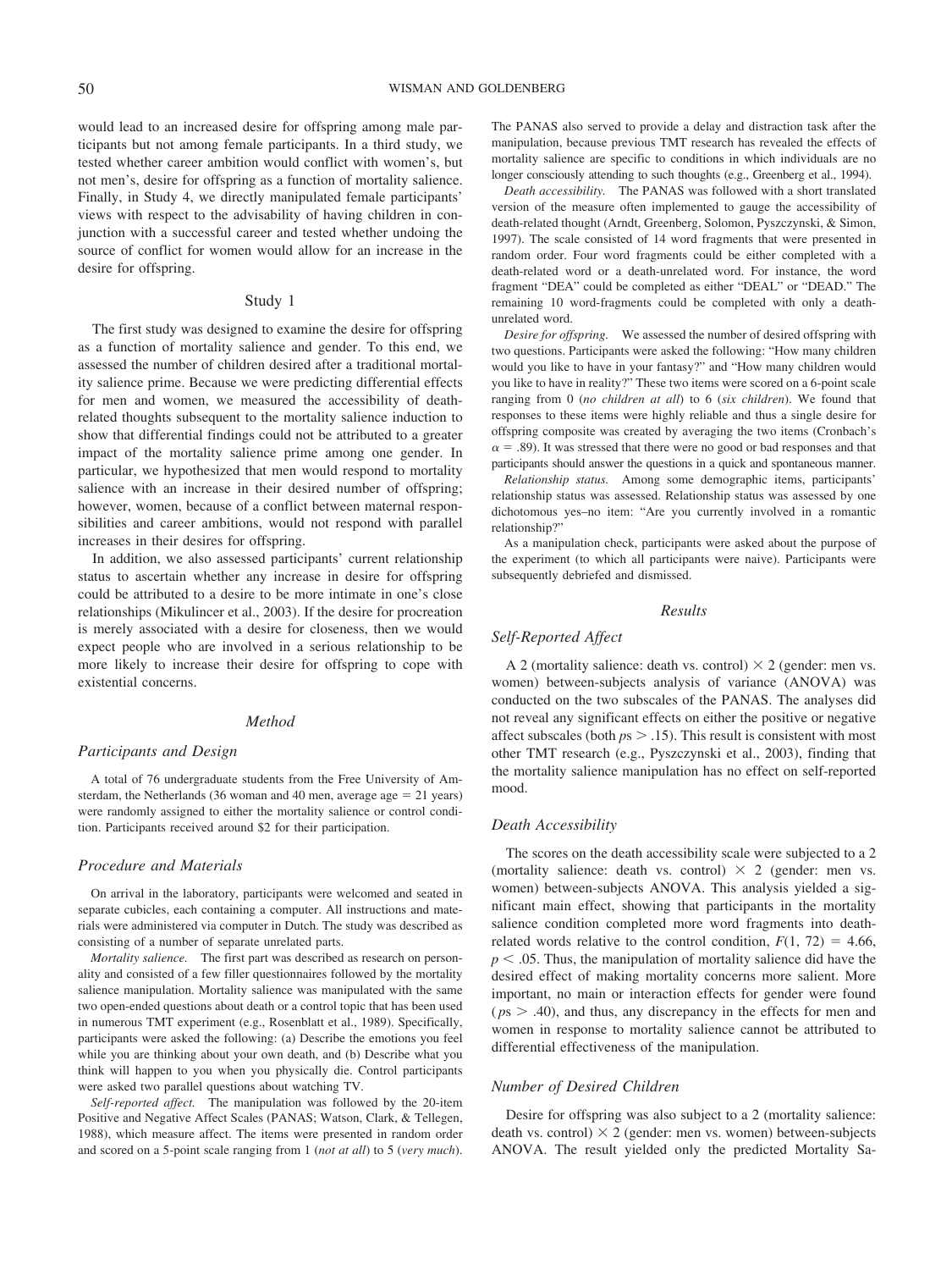would lead to an increased desire for offspring among male participants but not among female participants. In a third study, we tested whether career ambition would conflict with women's, but not men's, desire for offspring as a function of mortality salience. Finally, in Study 4, we directly manipulated female participants' views with respect to the advisability of having children in conjunction with a successful career and tested whether undoing the source of conflict for women would allow for an increase in the desire for offspring.

## Study 1

The first study was designed to examine the desire for offspring as a function of mortality salience and gender. To this end, we assessed the number of children desired after a traditional mortality salience prime. Because we were predicting differential effects for men and women, we measured the accessibility of death-related thoughts subsequent to the mortality salience induction to show that differential findings could not be attributed to a greater impact of the mortality salience prime among one gender. In particular, we hypothesized that men would respond to mortality salience with an increase in their desired number of offspring; however, women, because of a conflict between maternal responsibilities and career ambitions, would not respond with parallel increases in their desires for offspring.

In addition, we also assessed participants' current relationship status to ascertain whether any increase in desire for offspring could be attributed to a desire to be more intimate in one's close relationships (Mikulincer et al., 2003). If the desire for procreation is merely associated with a desire for closeness, then we would expect people who are involved in a serious relationship to be more likely to increase their desire for offspring to cope with existential concerns.

### *Method*

#### *Participants and Design*

A total of 76 undergraduate students from the Free University of Amsterdam, the Netherlands (36 woman and 40 men, average age = 21 years) were randomly assigned to either the mortality salience or control condition. Participants received around \$2 for their participation.

#### *Procedure and Materials*

On arrival in the laboratory, participants were welcomed and seated in separate cubicles, each containing a computer. All instructions and materials were administered via computer in Dutch. The study was described as consisting of a number of separate unrelated parts.

*Mortality salience.* The first part was described as research on personality and consisted of a few filler questionnaires followed by the mortality salience manipulation. Mortality salience was manipulated with the same two open-ended questions about death or a control topic that has been used in numerous TMT experiment (e.g., Rosenblatt et al., 1989). Specifically, participants were asked the following: (a) Describe the emotions you feel while you are thinking about your own death, and (b) Describe what you think will happen to you when you physically die. Control participants were asked two parallel questions about watching TV.

*Self-reported affect.* The manipulation was followed by the 20-item Positive and Negative Affect Scales (PANAS; Watson, Clark, & Tellegen, 1988), which measure affect. The items were presented in random order and scored on a 5-point scale ranging from 1 (*not at all*) to 5 (*very much*). The PANAS also served to provide a delay and distraction task after the manipulation, because previous TMT research has revealed the effects of mortality salience are specific to conditions in which individuals are no longer consciously attending to such thoughts (e.g., Greenberg et al., 1994).

*Death accessibility.* The PANAS was followed with a short translated version of the measure often implemented to gauge the accessibility of death-related thought (Arndt, Greenberg, Solomon, Pyszczynski, & Simon, 1997). The scale consisted of 14 word fragments that were presented in random order. Four word fragments could be either completed with a death-related word or a death-unrelated word. For instance, the word fragment "DEA" could be completed as either "DEAL" or "DEAD." The remaining 10 word-fragments could be completed with only a death-unrelated word.

*Desire for offspring.* We assessed the number of desired offspring with two questions. Participants were asked the following: "How many children would you like to have in your fantasy?" and "How many children would you like to have in reality?" These two items were scored on a 6-point scale ranging from 0 (*no children at all*) to 6 (*six children*). We found that responses to these items were highly reliable and thus a single desire for offspring composite was created by averaging the two items (Cronbach's $\alpha = .89$). It was stressed that there were no good or bad responses and that participants should answer the questions in a quick and spontaneous manner.

*Relationship status.* Among some demographic items, participants' relationship status was assessed. Relationship status was assessed by one dichotomous yes–no item: "Are you currently involved in a romantic relationship?"

As a manipulation check, participants were asked about the purpose of the experiment (to which all participants were naive). Participants were subsequently debriefed and dismissed.

### *Results*

#### *Self-Reported Affect*

A 2 (mortality salience: death vs. control) × 2 (gender: men vs. women) between-subjects analysis of variance (ANOVA) was conducted on the two subscales of the PANAS. The analyses did not reveal any significant effects on either the positive or negative affect subscales (both $ps > .15$). This result is consistent with most other TMT research (e.g., Pyszczynski et al., 2003), finding that the mortality salience manipulation has no effect on self-reported mood.

#### *Death Accessibility*

The scores on the death accessibility scale were subjected to a 2 (mortality salience: death vs. control) × 2 (gender: men vs. women) between-subjects ANOVA. This analysis yielded a significant main effect, showing that participants in the mortality salience condition completed more word fragments into death-related words relative to the control condition, $F(1, 72) = 4.66$, $p < .05$. Thus, the manipulation of mortality salience did have the desired effect of making mortality concerns more salient. More important, no main or interaction effects for gender were found ($ps > .40$), and thus, any discrepancy in the effects for men and women in response to mortality salience cannot be attributed to differential effectiveness of the manipulation.

#### *Number of Desired Children*

Desire for offspring was also subject to a 2 (mortality salience: death vs. control) × 2 (gender: men vs. women) between-subjects ANOVA. The result yielded only the predicted Mortality Sa-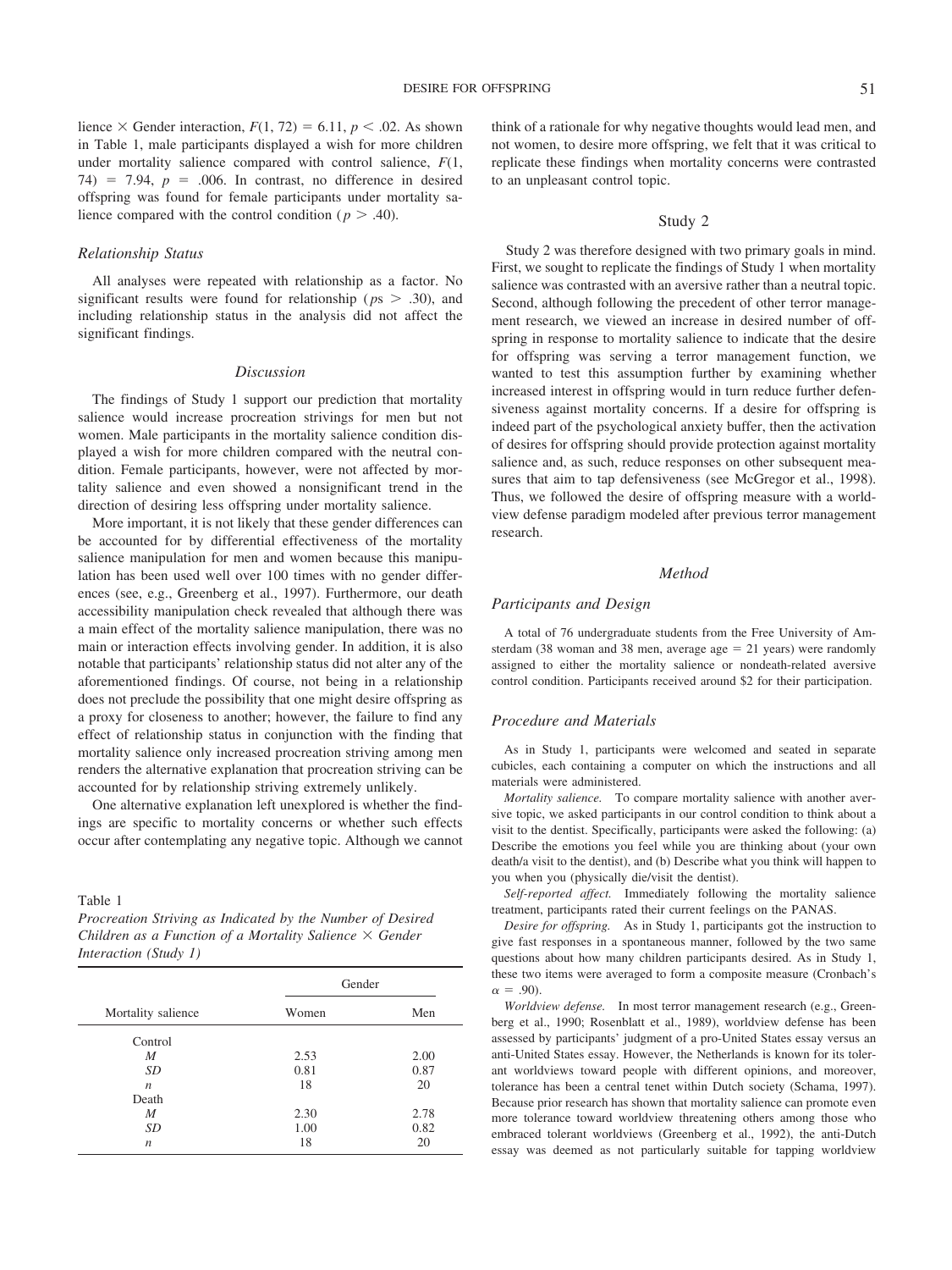lience × Gender interaction, $F(1, 72) = 6.11$, $p < .02$. As shown in Table 1, male participants displayed a wish for more children under mortality salience compared with control salience, $F(1, 74) = 7.94$, $p = .006$. In contrast, no difference in desired offspring was found for female participants under mortality salience compared with the control condition ($p > .40$).

### *Relationship Status*

All analyses were repeated with relationship as a factor. No significant results were found for relationship ($ps > .30$), and including relationship status in the analysis did not affect the significant findings.

### *Discussion*

The findings of Study 1 support our prediction that mortality salience would increase procreation strivings for men but not women. Male participants in the mortality salience condition displayed a wish for more children compared with the neutral condition. Female participants, however, were not affected by mortality salience and even showed a nonsignificant trend in the direction of desiring less offspring under mortality salience.

More important, it is not likely that these gender differences can be accounted for by differential effectiveness of the mortality salience manipulation for men and women because this manipulation has been used well over 100 times with no gender differences (see, e.g., Greenberg et al., 1997). Furthermore, our death accessibility manipulation check revealed that although there was a main effect of the mortality salience manipulation, there was no main or interaction effects involving gender. In addition, it is also notable that participants' relationship status did not alter any of the aforementioned findings. Of course, not being in a relationship does not preclude the possibility that one might desire offspring as a proxy for closeness to another; however, the failure to find any effect of relationship status in conjunction with the finding that mortality salience only increased procreation striving among men renders the alternative explanation that procreation striving can be accounted for by relationship striving extremely unlikely.

One alternative explanation left unexplored is whether the findings are specific to mortality concerns or whether such effects occur after contemplating any negative topic. Although we cannot think of a rationale for why negative thoughts would lead men, and not women, to desire more offspring, we felt that it was critical to replicate these findings when mortality concerns were contrasted to an unpleasant control topic.

Table 1

*Procreation Striving as Indicated by the Number of Desired Children as a Function of a Mortality Salience × Gender Interaction (Study 1)*

| | Gender | |
|---|---|---|
| Mortality salience | Women | Men |
| Control | | |
| *M* | 2.53 | 2.00 |
| *SD* | 0.81 | 0.87 |
| *n* | 18 | 20 |
| Death | | |
| *M* | 2.30 | 2.78 |
| *SD* | 1.00 | 0.82 |
| *n* | 18 | 20 |

## Study 2

Study 2 was therefore designed with two primary goals in mind. First, we sought to replicate the findings of Study 1 when mortality salience was contrasted with an aversive rather than a neutral topic. Second, although following the precedent of other terror management research, we viewed an increase in desired number of offspring in response to mortality salience to indicate that the desire for offspring was serving a terror management function, we wanted to test this assumption further by examining whether increased interest in offspring would in turn reduce further defensiveness against mortality concerns. If a desire for offspring is indeed part of the psychological anxiety buffer, then the activation of desires for offspring should provide protection against mortality salience and, as such, reduce responses on other subsequent measures that aim to tap defensiveness (see McGregor et al., 1998). Thus, we followed the desire of offspring measure with a worldview defense paradigm modeled after previous terror management research.

### *Method*

### *Participants and Design*

A total of 76 undergraduate students from the Free University of Amsterdam (38 woman and 38 men, average age = 21 years) were randomly assigned to either the mortality salience or nondeath-related aversive control condition. Participants received around $2 for their participation.

### *Procedure and Materials*

As in Study 1, participants were welcomed and seated in separate cubicles, each containing a computer on which the instructions and all materials were administered.

*Mortality salience.* To compare mortality salience with another aversive topic, we asked participants in our control condition to think about a visit to the dentist. Specifically, participants were asked the following: (a) Describe the emotions you feel while you are thinking about (your own death/a visit to the dentist), and (b) Describe what you think will happen to you when you (physically die/visit the dentist).

*Self-reported affect.* Immediately following the mortality salience treatment, participants rated their current feelings on the PANAS.

*Desire for offspring.* As in Study 1, participants got the instruction to give fast responses in a spontaneous manner, followed by the two same questions about how many children participants desired. As in Study 1, these two items were averaged to form a composite measure (Cronbach's $\alpha = .90$).

*Worldview defense.* In most terror management research (e.g., Greenberg et al., 1990; Rosenblatt et al., 1989), worldview defense has been assessed by participants' judgment of a pro-United States essay versus an anti-United States essay. However, the Netherlands is known for its tolerant worldviews toward people with different opinions, and moreover, tolerance has been a central tenet within Dutch society (Schama, 1997). Because prior research has shown that mortality salience can promote even more tolerance toward worldview threatening others among those who embraced tolerant worldviews (Greenberg et al., 1992), the anti-Dutch essay was deemed as not particularly suitable for tapping worldview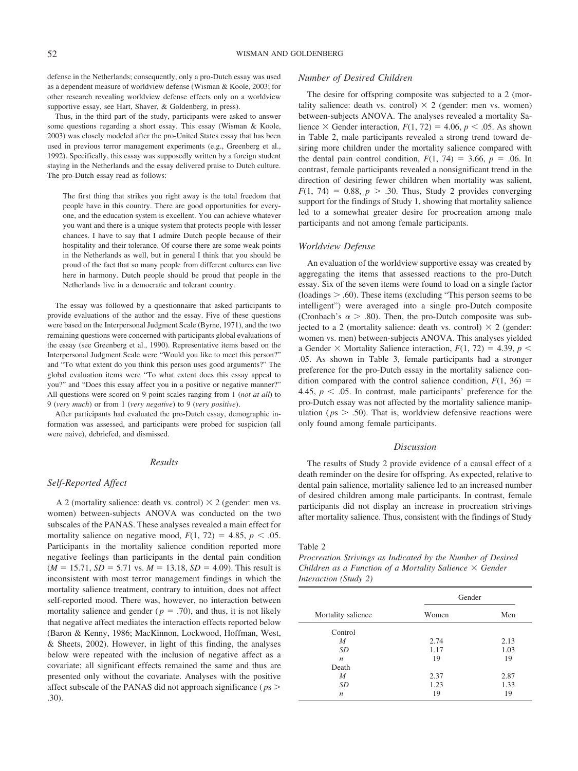defense in the Netherlands; consequently, only a pro-Dutch essay was used as a dependent measure of worldview defense (Wisman & Koole, 2003; for other research revealing worldview defense effects only on a worldview supportive essay, see Hart, Shaver, & Goldenberg, in press).

Thus, in the third part of the study, participants were asked to answer some questions regarding a short essay. This essay (Wisman & Koole, 2003) was closely modeled after the pro-United States essay that has been used in previous terror management experiments (e.g., Greenberg et al., 1992). Specifically, this essay was supposedly written by a foreign student staying in the Netherlands and the essay delivered praise to Dutch culture. The pro-Dutch essay read as follows:

> The first thing that strikes you right away is the total freedom that people have in this country. There are good opportunities for everyone, and the education system is excellent. You can achieve whatever you want and there is a unique system that protects people with lesser chances. I have to say that I admire Dutch people because of their hospitality and their tolerance. Of course there are some weak points in the Netherlands as well, but in general I think that you should be proud of the fact that so many people from different cultures can live here in harmony. Dutch people should be proud that people in the Netherlands live in a democratic and tolerant country.

The essay was followed by a questionnaire that asked participants to provide evaluations of the author and the essay. Five of these questions were based on the Interpersonal Judgment Scale (Byrne, 1971), and the two remaining questions were concerned with participants global evaluations of the essay (see Greenberg et al., 1990). Representative items based on the Interpersonal Judgment Scale were "Would you like to meet this person?" and "To what extent do you think this person uses good arguments?" The global evaluation items were "To what extent does this essay appeal to you?" and "Does this essay affect you in a positive or negative manner?" All questions were scored on 9-point scales ranging from 1 (*not at all*) to 9 (*very much*) or from 1 (*very negative*) to 9 (*very positive*).

After participants had evaluated the pro-Dutch essay, demographic information was assessed, and participants were probed for suspicion (all were naive), debriefed, and dismissed.

## Results

### Self-Reported Affect

A 2 (mortality salience: death vs. control) × 2 (gender: men vs. women) between-subjects ANOVA was conducted on the two subscales of the PANAS. These analyses revealed a main effect for mortality salience on negative mood, $F(1, 72) = 4.85$, $p < .05$. Participants in the mortality salience condition reported more negative feelings than participants in the dental pain condition ($M = 15.71$, $SD = 5.71$ vs. $M = 13.18$, $SD = 4.09$). This result is inconsistent with most terror management findings in which the mortality salience treatment, contrary to intuition, does not affect self-reported mood. There was, however, no interaction between mortality salience and gender ($p = .70$), and thus, it is not likely that negative affect mediates the interaction effects reported below (Baron & Kenny, 1986; MacKinnon, Lockwood, Hoffman, West, & Sheets, 2002). However, in light of this finding, the analyses below were repeated with the inclusion of negative affect as a covariate; all significant effects remained the same and thus are presented only without the covariate. Analyses with the positive affect subscale of the PANAS did not approach significance ($ps > .30$).

### Number of Desired Children

The desire for offspring composite was subjected to a 2 (mortality salience: death vs. control) × 2 (gender: men vs. women) between-subjects ANOVA. The analyses revealed a mortality Salience × Gender interaction, $F(1, 72) = 4.06$, $p < .05$. As shown in Table 2, male participants revealed a strong trend toward desiring more children under the mortality salience compared with the dental pain control condition, $F(1, 74) = 3.66$, $p = .06$. In contrast, female participants revealed a nonsignificant trend in the direction of desiring fewer children when mortality was salient, $F(1, 74) = 0.88$, $p > .30$. Thus, Study 2 provides converging support for the findings of Study 1, showing that mortality salience led to a somewhat greater desire for procreation among male participants and not among female participants.

### Worldview Defense

An evaluation of the worldview supportive essay was created by aggregating the items that assessed reactions to the pro-Dutch essay. Six of the seven items were found to load on a single factor (loadings $> .60$). These items (excluding "This person seems to be intelligent") were averaged into a single pro-Dutch composite (Cronbach's $\alpha > .80$). Then, the pro-Dutch composite was subjected to a 2 (mortality salience: death vs. control) × 2 (gender: women vs. men) between-subjects ANOVA. This analyses yielded a Gender × Mortality Salience interaction, $F(1, 72) = 4.39$, $p < .05$. As shown in Table 3, female participants had a stronger preference for the pro-Dutch essay in the mortality salience condition compared with the control salience condition, $F(1, 36) = 4.45$, $p < .05$. In contrast, male participants' preference for the pro-Dutch essay was not affected by the mortality salience manipulation ($ps > .50$). That is, worldview defensive reactions were only found among female participants.

## Discussion

The results of Study 2 provide evidence of a causal effect of a death reminder on the desire for offspring. As expected, relative to dental pain salience, mortality salience led to an increased number of desired children among male participants. In contrast, female participants did not display an increase in procreation strivings after mortality salience. Thus, consistent with the findings of Study

Table 2

*Procreation Strivings as Indicated by the Number of Desired Children as a Function of a Mortality Salience × Gender Interaction (Study 2)*

| Mortality salience | Gender | |
|---|---|---|
| | Women | Men |
| Control | | |
| *M* | 2.74 | 2.13 |
| *SD* | 1.17 | 1.03 |
| *n* | 19 | 19 |
| Death | | |
| *M* | 2.37 | 2.87 |
| *SD* | 1.23 | 1.33 |
| *n* | 19 | 19 |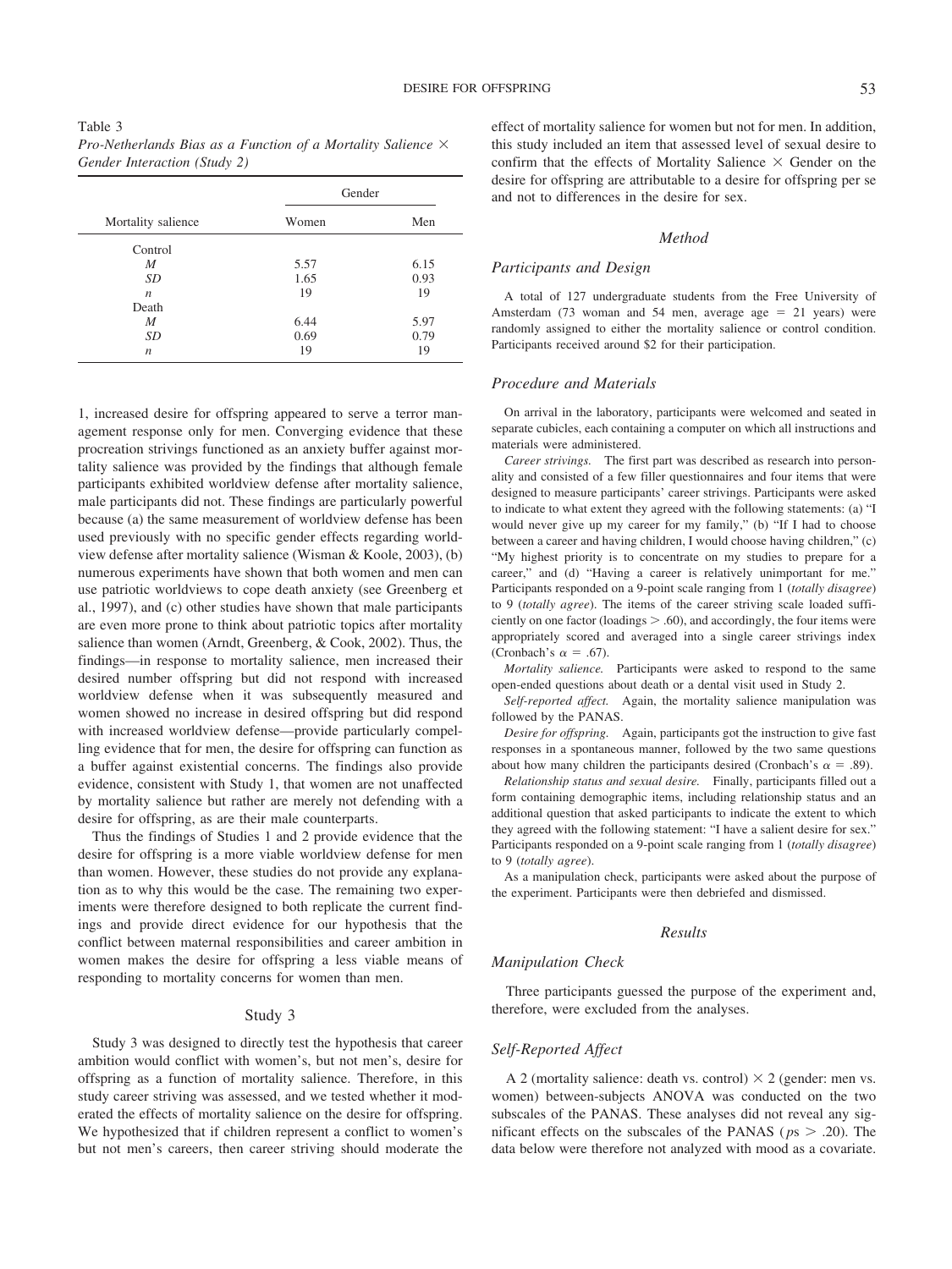Table 3
*Pro-Netherlands Bias as a Function of a Mortality Salience × Gender Interaction (Study 2)*

| Mortality salience | Gender | |
|---|---|---|
| | Women | Men |
| Control | | |
| *M* | 5.57 | 6.15 |
| *SD* | 1.65 | 0.93 |
| *n* | 19 | 19 |
| Death | | |
| *M* | 6.44 | 5.97 |
| *SD* | 0.69 | 0.79 |
| *n* | 19 | 19 |

1, increased desire for offspring appeared to serve a terror management response only for men. Converging evidence that these procreation strivings functioned as an anxiety buffer against mortality salience was provided by the findings that although female participants exhibited worldview defense after mortality salience, male participants did not. These findings are particularly powerful because (a) the same measurement of worldview defense has been used previously with no specific gender effects regarding worldview defense after mortality salience (Wisman & Koole, 2003), (b) numerous experiments have shown that both women and men can use patriotic worldviews to cope death anxiety (see Greenberg et al., 1997), and (c) other studies have shown that male participants are even more prone to think about patriotic topics after mortality salience than women (Arndt, Greenberg, & Cook, 2002). Thus, the findings—in response to mortality salience, men increased their desired number offspring but did not respond with increased worldview defense when it was subsequently measured and women showed no increase in desired offspring but did respond with increased worldview defense—provide particularly compelling evidence that for men, the desire for offspring can function as a buffer against existential concerns. The findings also provide evidence, consistent with Study 1, that women are not unaffected by mortality salience but rather are merely not defending with a desire for offspring, as are their male counterparts.

Thus the findings of Studies 1 and 2 provide evidence that the desire for offspring is a more viable worldview defense for men than women. However, these studies do not provide any explanation as to why this would be the case. The remaining two experiments were therefore designed to both replicate the current findings and provide direct evidence for our hypothesis that the conflict between maternal responsibilities and career ambition in women makes the desire for offspring a less viable means of responding to mortality concerns for women than men.

## Study 3

Study 3 was designed to directly test the hypothesis that career ambition would conflict with women's, but not men's, desire for offspring as a function of mortality salience. Therefore, in this study career striving was assessed, and we tested whether it moderated the effects of mortality salience on the desire for offspring. We hypothesized that if children represent a conflict to women's but not men's careers, then career striving should moderate the effect of mortality salience for women but not for men. In addition, this study included an item that assessed level of sexual desire to confirm that the effects of Mortality Salience × Gender on the desire for offspring are attributable to a desire for offspring per se and not to differences in the desire for sex.

### *Method*

#### *Participants and Design*

A total of 127 undergraduate students from the Free University of Amsterdam (73 woman and 54 men, average age = 21 years) were randomly assigned to either the mortality salience or control condition. Participants received around $2 for their participation.

#### *Procedure and Materials*

On arrival in the laboratory, participants were welcomed and seated in separate cubicles, each containing a computer on which all instructions and materials were administered.

*Career strivings.* The first part was described as research into personality and consisted of a few filler questionnaires and four items that were designed to measure participants' career strivings. Participants were asked to indicate to what extent they agreed with the following statements: (a) "I would never give up my career for my family," (b) "If I had to choose between a career and having children, I would choose having children," (c) "My highest priority is to concentrate on my studies to prepare for a career," and (d) "Having a career is relatively unimportant for me." Participants responded on a 9-point scale ranging from 1 (*totally disagree*) to 9 (*totally agree*). The items of the career striving scale loaded sufficiently on one factor (loadings > .60), and accordingly, the four items were appropriately scored and averaged into a single career strivings index (Cronbach's $\alpha$ = .67).

*Mortality salience.* Participants were asked to respond to the same open-ended questions about death or a dental visit used in Study 2.

*Self-reported affect.* Again, the mortality salience manipulation was followed by the PANAS.

*Desire for offspring.* Again, participants got the instruction to give fast responses in a spontaneous manner, followed by the two same questions about how many children the participants desired (Cronbach's $\alpha$ = .89).

*Relationship status and sexual desire.* Finally, participants filled out a form containing demographic items, including relationship status and an additional question that asked participants to indicate the extent to which they agreed with the following statement: "I have a salient desire for sex." Participants responded on a 9-point scale ranging from 1 (*totally disagree*) to 9 (*totally agree*).

As a manipulation check, participants were asked about the purpose of the experiment. Participants were then debriefed and dismissed.

### *Results*

#### *Manipulation Check*

Three participants guessed the purpose of the experiment and, therefore, were excluded from the analyses.

#### *Self-Reported Affect*

A 2 (mortality salience: death vs. control) × 2 (gender: men vs. women) between-subjects ANOVA was conducted on the two subscales of the PANAS. These analyses did not reveal any significant effects on the subscales of the PANAS ($ps$ > .20). The data below were therefore not analyzed with mood as a covariate.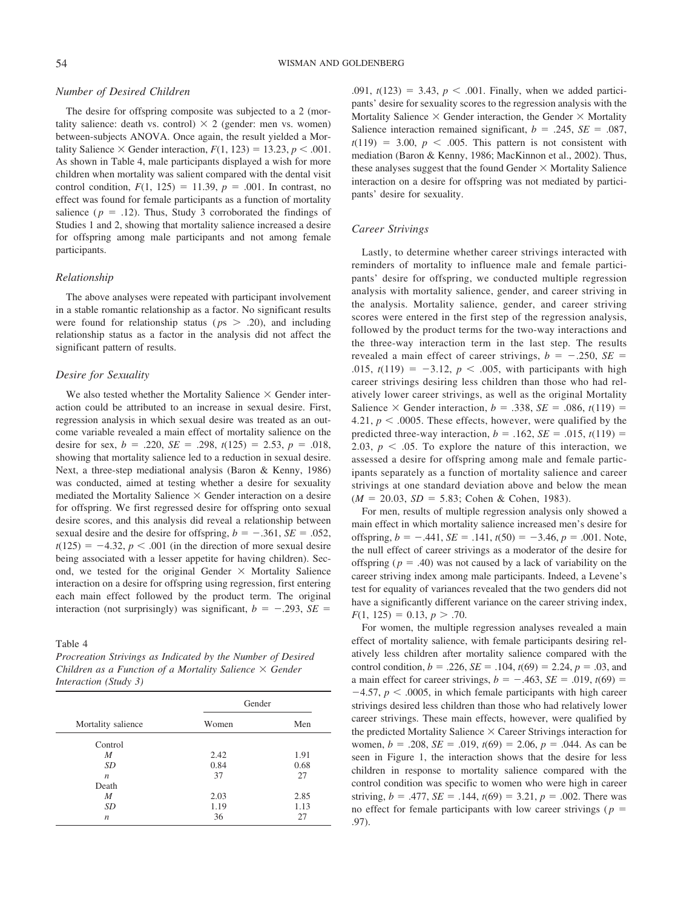### *Number of Desired Children*

The desire for offspring composite was subjected to a 2 (mortality salience: death vs. control) × 2 (gender: men vs. women) between-subjects ANOVA. Once again, the result yielded a Mortality Salience × Gender interaction, $F(1, 123) = 13.23$, $p < .001$. As shown in Table 4, male participants displayed a wish for more children when mortality was salient compared with the dental visit control condition, $F(1, 125) = 11.39$, $p = .001$. In contrast, no effect was found for female participants as a function of mortality salience ($p = .12$). Thus, Study 3 corroborated the findings of Studies 1 and 2, showing that mortality salience increased a desire for offspring among male participants and not among female participants.

### *Relationship*

The above analyses were repeated with participant involvement in a stable romantic relationship as a factor. No significant results were found for relationship status ($ps > .20$), and including relationship status as a factor in the analysis did not affect the significant pattern of results.

### *Desire for Sexuality*

We also tested whether the Mortality Salience × Gender interaction could be attributed to an increase in sexual desire. First, regression analysis in which sexual desire was treated as an outcome variable revealed a main effect of mortality salience on the desire for sex, $b = .220$, $SE = .298$, $t(125) = 2.53$, $p = .018$, showing that mortality salience led to a reduction in sexual desire. Next, a three-step mediational analysis (Baron & Kenny, 1986) was conducted, aimed at testing whether a desire for sexuality mediated the Mortality Salience × Gender interaction on a desire for offspring. We first regressed desire for offspring onto sexual desire scores, and this analysis did reveal a relationship between sexual desire and the desire for offspring, $b = -.361$, $SE = .052$, $t(125) = -4.32$, $p < .001$ (in the direction of more sexual desire being associated with a lesser appetite for having children). Second, we tested for the original Gender × Mortality Salience interaction on a desire for offspring using regression, first entering each main effect followed by the product term. The original interaction (not surprisingly) was significant, $b = -.293$, $SE = .091$, $t(123) = 3.43$, $p < .001$. Finally, when we added participants' desire for sexuality scores to the regression analysis with the Mortality Salience × Gender interaction, the Gender × Mortality Salience interaction remained significant, $b = .245$, $SE = .087$, $t(119) = 3.00$, $p < .005$. This pattern is not consistent with mediation (Baron & Kenny, 1986; MacKinnon et al., 2002). Thus, these analyses suggest that the found Gender × Mortality Salience interaction on a desire for offspring was not mediated by participants' desire for sexuality.

Table 4

*Procreation Strivings as Indicated by the Number of Desired Children as a Function of a Mortality Salience × Gender Interaction (Study 3)*

| Mortality salience | Gender | |
|---|---|---|
| | Women | Men |
| Control | | |
| *M* | 2.42 | 1.91 |
| *SD* | 0.84 | 0.68 |
| *n* | 37 | 27 |
| Death | | |
| *M* | 2.03 | 2.85 |
| *SD* | 1.19 | 1.13 |
| *n* | 36 | 27 |

### *Career Strivings*

Lastly, to determine whether career strivings interacted with reminders of mortality to influence male and female participants' desire for offspring, we conducted multiple regression analysis with mortality salience, gender, and career striving in the analysis. Mortality salience, gender, and career striving scores were entered in the first step of the regression analysis, followed by the product terms for the two-way interactions and the three-way interaction term in the last step. The results revealed a main effect of career strivings, $b = -.250$, $SE = .015$, $t(119) = -3.12$, $p < .005$, with participants with high career strivings desiring less children than those who had relatively lower career strivings, as well as the original Mortality Salience × Gender interaction, $b = .338$, $SE = .086$, $t(119) = 4.21$, $p < .0005$. These effects, however, were qualified by the predicted three-way interaction, $b = .162$, $SE = .015$, $t(119) = 2.03$, $p < .05$. To explore the nature of this interaction, we assessed a desire for offspring among male and female participants separately as a function of mortality salience and career strivings at one standard deviation above and below the mean ($M = 20.03$, $SD = 5.83$; Cohen & Cohen, 1983).

For men, results of multiple regression analysis only showed a main effect in which mortality salience increased men's desire for offspring, $b = -.441$, $SE = .141$, $t(50) = -3.46$, $p = .001$. Note, the null effect of career strivings as a moderator of the desire for offspring ($p = .40$) was not caused by a lack of variability on the career striving index among male participants. Indeed, a Levene's test for equality of variances revealed that the two genders did not have a significantly different variance on the career striving index, $F(1, 125) = 0.13$, $p > .70$.

For women, the multiple regression analyses revealed a main effect of mortality salience, with female participants desiring relatively less children after mortality salience compared with the control condition, $b = .226$, $SE = .104$, $t(69) = 2.24$, $p = .03$, and a main effect for career strivings, $b = -.463$, $SE = .019$, $t(69) = -4.57$, $p < .0005$, in which female participants with high career strivings desired less children than those who had relatively lower career strivings. These main effects, however, were qualified by the predicted Mortality Salience × Career Strivings interaction for women, $b = .208$, $SE = .019$, $t(69) = 2.06$, $p = .044$. As can be seen in Figure 1, the interaction shows that the desire for less children in response to mortality salience compared with the control condition was specific to women who were high in career striving, $b = .477$, $SE = .144$, $t(69) = 3.21$, $p = .002$. There was no effect for female participants with low career strivings ($p = .97$).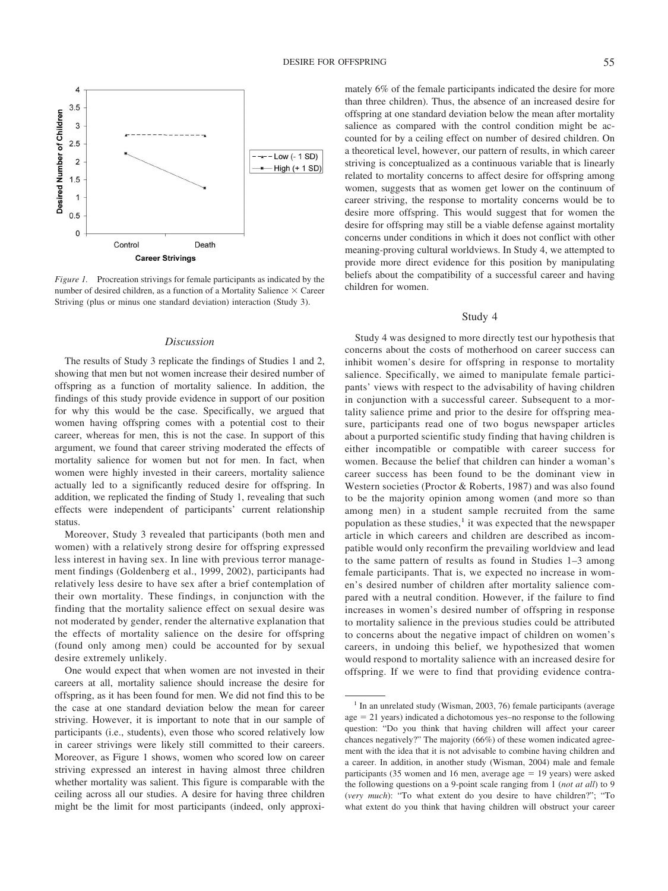*Figure 1.* Procreation strivings for female participants as indicated by the number of desired children, as a function of a Mortality Salience × Career Striving (plus or minus one standard deviation) interaction (Study 3).

### *Discussion*

The results of Study 3 replicate the findings of Studies 1 and 2, showing that men but not women increase their desired number of offspring as a function of mortality salience. In addition, the findings of this study provide evidence in support of our position for why this would be the case. Specifically, we argued that women having offspring comes with a potential cost to their career, whereas for men, this is not the case. In support of this argument, we found that career striving moderated the effects of mortality salience for women but not for men. In fact, when women were highly invested in their careers, mortality salience actually led to a significantly reduced desire for offspring. In addition, we replicated the finding of Study 1, revealing that such effects were independent of participants' current relationship status.

Moreover, Study 3 revealed that participants (both men and women) with a relatively strong desire for offspring expressed less interest in having sex. In line with previous terror management findings (Goldenberg et al., 1999, 2002), participants had relatively less desire to have sex after a brief contemplation of their own mortality. These findings, in conjunction with the finding that the mortality salience effect on sexual desire was not moderated by gender, render the alternative explanation that the effects of mortality salience on the desire for offspring (found only among men) could be accounted for by sexual desire extremely unlikely.

One would expect that when women are not invested in their careers at all, mortality salience should increase the desire for offspring, as it has been found for men. We did not find this to be the case at one standard deviation below the mean for career striving. However, it is important to note that in our sample of participants (i.e., students), even those who scored relatively low in career strivings were likely still committed to their careers. Moreover, as Figure 1 shows, women who scored low on career striving expressed an interest in having almost three children whether mortality was salient. This figure is comparable with the ceiling across all our studies. A desire for having three children might be the limit for most participants (indeed, only approximately 6% of the female participants indicated the desire for more than three children). Thus, the absence of an increased desire for offspring at one standard deviation below the mean after mortality salience as compared with the control condition might be accounted for by a ceiling effect on number of desired children. On a theoretical level, however, our pattern of results, in which career striving is conceptualized as a continuous variable that is linearly related to mortality concerns to affect desire for offspring among women, suggests that as women get lower on the continuum of career striving, the response to mortality concerns would be to desire more offspring. This would suggest that for women the desire for offspring may still be a viable defense against mortality concerns under conditions in which it does not conflict with other meaning-proving cultural worldviews. In Study 4, we attempted to provide more direct evidence for this position by manipulating beliefs about the compatibility of a successful career and having children for women.

## Study 4

Study 4 was designed to more directly test our hypothesis that concerns about the costs of motherhood on career success can inhibit women's desire for offspring in response to mortality salience. Specifically, we aimed to manipulate female participants' views with respect to the advisability of having children in conjunction with a successful career. Subsequent to a mortality salience prime and prior to the desire for offspring measure, participants read one of two bogus newspaper articles about a purported scientific study finding that having children is either incompatible or compatible with career success for women. Because the belief that children can hinder a woman's career success has been found to be the dominant view in Western societies (Proctor & Roberts, 1987) and was also found to be the majority opinion among women (and more so than among men) in a student sample recruited from the same population as these studies,[1] it was expected that the newspaper article in which careers and children are described as incompatible would only reconfirm the prevailing worldview and lead to the same pattern of results as found in Studies 1–3 among female participants. That is, we expected no increase in women's desired number of children after mortality salience compared with a neutral condition. However, if the failure to find increases in women's desired number of offspring in response to mortality salience in the previous studies could be attributed to concerns about the negative impact of children on women's careers, in undoing this belief, we hypothesized that women would respond to mortality salience with an increased desire for offspring. If we were to find that providing evidence contra-

---

[1] In an unrelated study (Wisman, 2003, 76) female participants (average age = 21 years) indicated a dichotomous yes–no response to the following question: "Do you think that having children will affect your career chances negatively?" The majority (66%) of these women indicated agreement with the idea that it is not advisable to combine having children and a career. In addition, in another study (Wisman, 2004) male and female participants (35 women and 16 men, average age = 19 years) were asked the following questions on a 9-point scale ranging from 1 (*not at all*) to 9 (*very much*): "To what extent do you desire to have children?"; "To what extent do you think that having children will obstruct your career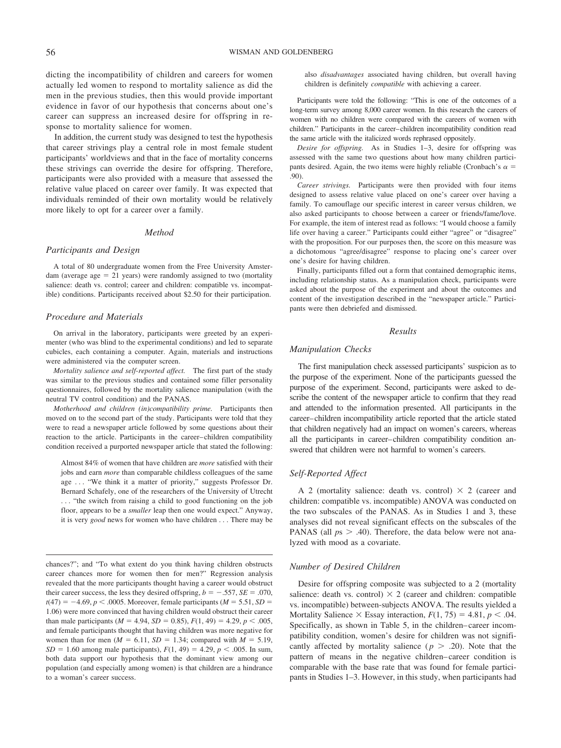dicting the incompatibility of children and careers for women actually led women to respond to mortality salience as did the men in the previous studies, then this would provide important evidence in favor of our hypothesis that concerns about one's career can suppress an increased desire for offspring in response to mortality salience for women.

In addition, the current study was designed to test the hypothesis that career strivings play a central role in most female student participants' worldviews and that in the face of mortality concerns these strivings can override the desire for offspring. Therefore, participants were also provided with a measure that assessed the relative value placed on career over family. It was expected that individuals reminded of their own mortality would be relatively more likely to opt for a career over a family.

### Method

#### Participants and Design

A total of 80 undergraduate women from the Free University Amsterdam (average age = 21 years) were randomly assigned to two (mortality salience: death vs. control; career and children: compatible vs. incompatible) conditions. Participants received about $2.50 for their participation.

#### Procedure and Materials

On arrival in the laboratory, participants were greeted by an experimenter (who was blind to the experimental conditions) and led to separate cubicles, each containing a computer. Again, materials and instructions were administered via the computer screen.

*Mortality salience and self-reported affect.* The first part of the study was similar to the previous studies and contained some filler personality questionnaires, followed by the mortality salience manipulation (with the neutral TV control condition) and the PANAS.

*Motherhood and children (in)compatibility prime.* Participants then moved on to the second part of the study. Participants were told that they were to read a newspaper article followed by some questions about their reaction to the article. Participants in the career–children compatibility condition received a purported newspaper article that stated the following:

> Almost 84% of women that have children are *more* satisfied with their jobs and earn *more* than comparable childless colleagues of the same age . . . "We think it a matter of priority," suggests Professor Dr. Bernard Schafely, one of the researchers of the University of Utrecht . . . "the switch from raising a child to good functioning on the job floor, appears to be a *smaller* leap then one would expect." Anyway, it is very *good* news for women who have children . . . There may be also *disadvantages* associated having children, but overall having children is definitely *compatible* with achieving a career.

Participants were told the following: "This is one of the outcomes of a long-term survey among 8,000 career women. In this research the careers of women with no children were compared with the careers of women with children." Participants in the career–children incompatibility condition read the same article with the italicized words rephrased oppositely.

*Desire for offspring.* As in Studies 1–3, desire for offspring was assessed with the same two questions about how many children participants desired. Again, the two items were highly reliable (Cronbach's $\alpha$ = .90).

*Career strivings.* Participants were then provided with four items designed to assess relative value placed on one's career over having a family. To camouflage our specific interest in career versus children, we also asked participants to choose between a career or friends/fame/love. For example, the item of interest read as follows: "I would choose a family life over having a career." Participants could either "agree" or "disagree" with the proposition. For our purposes then, the score on this measure was a dichotomous "agree/disagree" response to placing one's career over one's desire for having children.

Finally, participants filled out a form that contained demographic items, including relationship status. As a manipulation check, participants were asked about the purpose of the experiment and about the outcomes and content of the investigation described in the "newspaper article." Participants were then debriefed and dismissed.

### Results

#### Manipulation Checks

The first manipulation check assessed participants' suspicion as to the purpose of the experiment. None of the participants guessed the purpose of the experiment. Second, participants were asked to describe the content of the newspaper article to confirm that they read and attended to the information presented. All participants in the career–children incompatibility article reported that the article stated that children negatively had an impact on women's careers, whereas all the participants in career–children compatibility condition answered that children were not harmful to women's careers.

#### Self-Reported Affect

A 2 (mortality salience: death vs. control) × 2 (career and children: compatible vs. incompatible) ANOVA was conducted on the two subscales of the PANAS. As in Studies 1 and 3, these analyses did not reveal significant effects on the subscales of the PANAS (all $p$s $> .40$). Therefore, the data below were not analyzed with mood as a covariate.

#### Number of Desired Children

Desire for offspring composite was subjected to a 2 (mortality salience: death vs. control) × 2 (career and children: compatible vs. incompatible) between-subjects ANOVA. The results yielded a Mortality Salience × Essay interaction, $F(1, 75) = 4.81$, $p < .04$. Specifically, as shown in Table 5, in the children–career incompatibility condition, women's desire for children was not significantly affected by mortality salience ($p > .20$). Note that the pattern of means in the negative children–career condition is comparable with the base rate that was found for female participants in Studies 1–3. However, in this study, when participants had

---

chances?"; and "To what extent do you think having children obstructs career chances more for women then for men?" Regression analysis revealed that the more participants thought having a career would obstruct their career success, the less they desired offspring, $b = -.557$, $SE = .070$, $t(47) = -4.69$, $p < .0005$. Moreover, female participants ($M = 5.51$, $SD = 1.06$) were more convinced that having children would obstruct their career than male participants ($M = 4.94$, $SD = 0.85$), $F(1, 49) = 4.29$, $p < .005$, and female participants thought that having children was more negative for women than for men ($M = 6.11$, $SD = 1.34$; compared with $M = 5.19$, $SD = 1.60$ among male participants), $F(1, 49) = 4.29$, $p < .005$. In sum, both data support our hypothesis that the dominant view among our population (and especially among women) is that children are a hindrance to a woman's career success.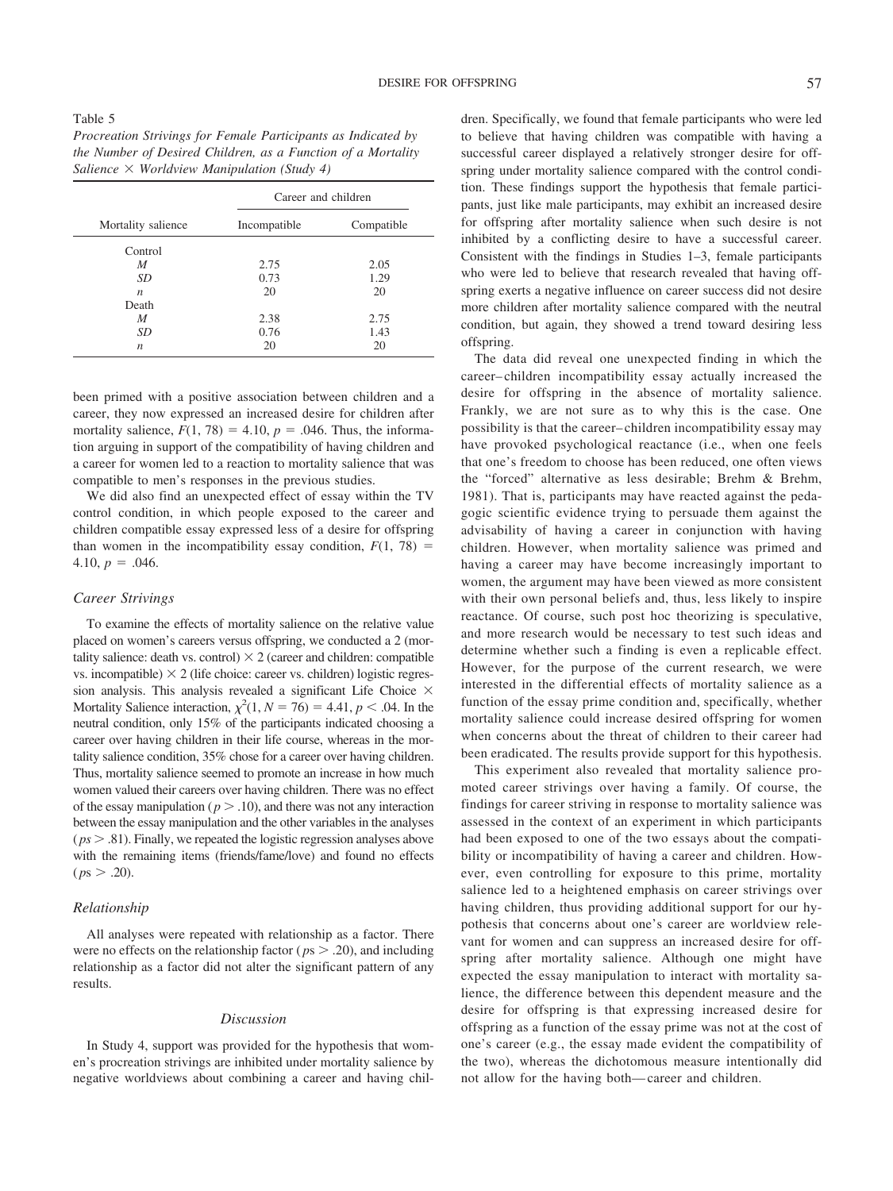Table 5
*Procreation Strivings for Female Participants as Indicated by the Number of Desired Children, as a Function of a Mortality Salience × Worldview Manipulation (Study 4)*

| Mortality salience | Career and children | |
|---|---|---|
| | Incompatible | Compatible |
| Control | | |
| *M* | 2.75 | 2.05 |
| *SD* | 0.73 | 1.29 |
| *n* | 20 | 20 |
| Death | | |
| *M* | 2.38 | 2.75 |
| *SD* | 0.76 | 1.43 |
| *n* | 20 | 20 |

been primed with a positive association between children and a career, they now expressed an increased desire for children after mortality salience, $F(1, 78) = 4.10$, $p = .046$. Thus, the information arguing in support of the compatibility of having children and a career for women led to a reaction to mortality salience that was compatible to men's responses in the previous studies.

We did also find an unexpected effect of essay within the TV control condition, in which people exposed to the career and children compatible essay expressed less of a desire for offspring than women in the incompatibility essay condition, $F(1, 78) = 4.10$, $p = .046$.

### Career Strivings

To examine the effects of mortality salience on the relative value placed on women's careers versus offspring, we conducted a 2 (mortality salience: death vs. control) × 2 (career and children: compatible vs. incompatible) × 2 (life choice: career vs. children) logistic regression analysis. This analysis revealed a significant Life Choice × Mortality Salience interaction, $\chi^2(1, N = 76) = 4.41$, $p < .04$. In the neutral condition, only 15% of the participants indicated choosing a career over having children in their life course, whereas in the mortality salience condition, 35% chose for a career over having children. Thus, mortality salience seemed to promote an increase in how much women valued their careers over having children. There was no effect of the essay manipulation ($p > .10$), and there was not any interaction between the essay manipulation and the other variables in the analyses ($ps > .81$). Finally, we repeated the logistic regression analyses above with the remaining items (friends/fame/love) and found no effects ($ps > .20$).

### Relationship

All analyses were repeated with relationship as a factor. There were no effects on the relationship factor ($ps > .20$), and including relationship as a factor did not alter the significant pattern of any results.

## Discussion

In Study 4, support was provided for the hypothesis that women's procreation strivings are inhibited under mortality salience by negative worldviews about combining a career and having children. Specifically, we found that female participants who were led to believe that having children was compatible with having a successful career displayed a relatively stronger desire for offspring under mortality salience compared with the control condition. These findings support the hypothesis that female participants, just like male participants, may exhibit an increased desire for offspring after mortality salience when such desire is not inhibited by a conflicting desire to have a successful career. Consistent with the findings in Studies 1–3, female participants who were led to believe that research revealed that having offspring exerts a negative influence on career success did not desire more children after mortality salience compared with the neutral condition, but again, they showed a trend toward desiring less offspring.

The data did reveal one unexpected finding in which the career–children incompatibility essay actually increased the desire for offspring in the absence of mortality salience. Frankly, we are not sure as to why this is the case. One possibility is that the career–children incompatibility essay may have provoked psychological reactance (i.e., when one feels that one's freedom to choose has been reduced, one often views the "forced" alternative as less desirable; Brehm & Brehm, 1981). That is, participants may have reacted against the pedagogic scientific evidence trying to persuade them against the advisability of having a career in conjunction with having children. However, when mortality salience was primed and having a career may have become increasingly important to women, the argument may have been viewed as more consistent with their own personal beliefs and, thus, less likely to inspire reactance. Of course, such post hoc theorizing is speculative, and more research would be necessary to test such ideas and determine whether such a finding is even a replicable effect. However, for the purpose of the current research, we were interested in the differential effects of mortality salience as a function of the essay prime condition and, specifically, whether mortality salience could increase desired offspring for women when concerns about the threat of children to their career had been eradicated. The results provide support for this hypothesis.

This experiment also revealed that mortality salience promoted career strivings over having a family. Of course, the findings for career striving in response to mortality salience was assessed in the context of an experiment in which participants had been exposed to one of the two essays about the compatibility or incompatibility of having a career and children. However, even controlling for exposure to this prime, mortality salience led to a heightened emphasis on career strivings over having children, thus providing additional support for our hypothesis that concerns about one's career are worldview relevant for women and can suppress an increased desire for offspring after mortality salience. Although one might have expected the essay manipulation to interact with mortality salience, the difference between this dependent measure and the desire for offspring is that expressing increased desire for offspring as a function of the essay prime was not at the cost of one's career (e.g., the essay made evident the compatibility of the two), whereas the dichotomous measure intentionally did not allow for the having both—career and children.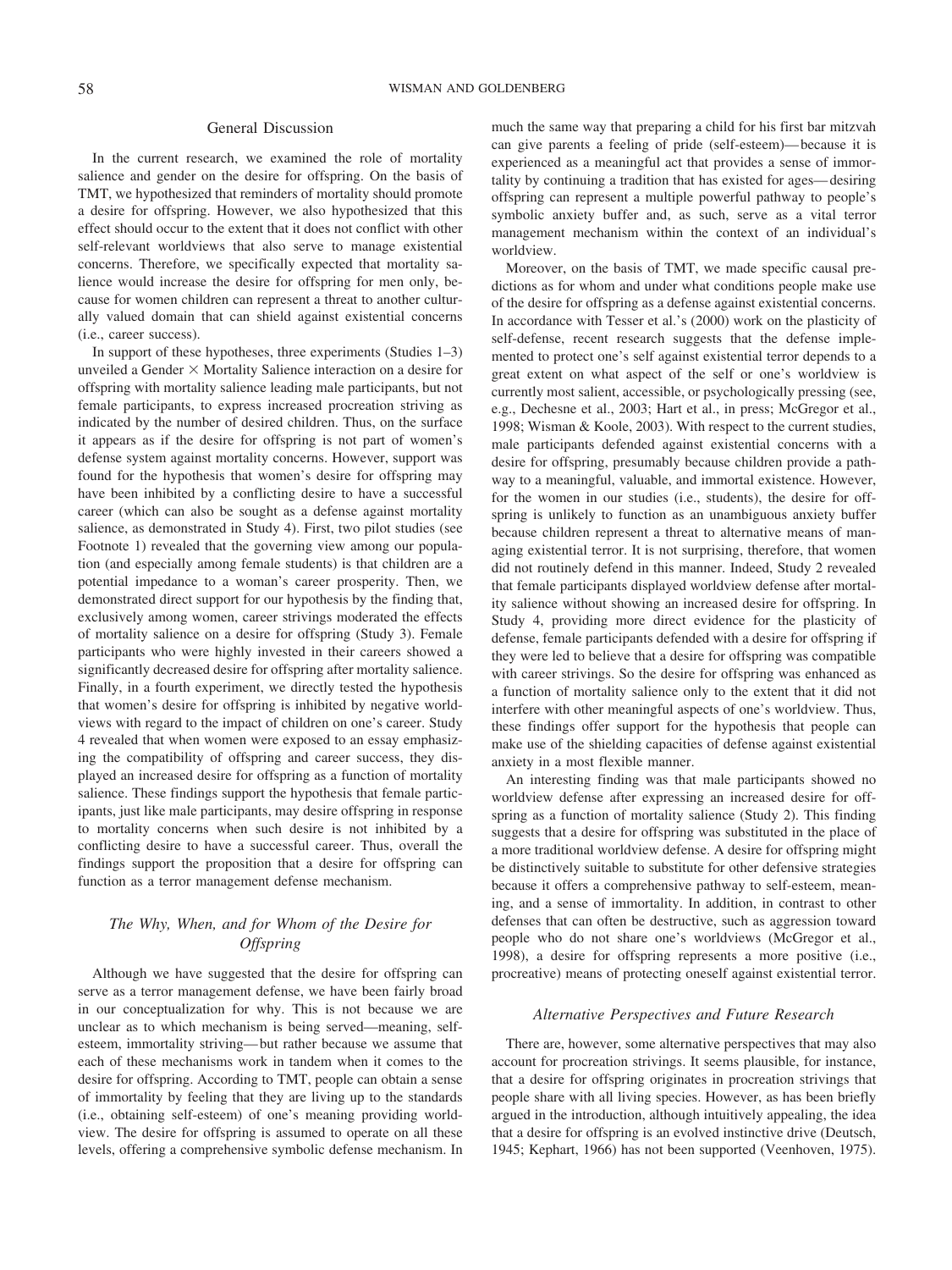## General Discussion

In the current research, we examined the role of mortality salience and gender on the desire for offspring. On the basis of TMT, we hypothesized that reminders of mortality should promote a desire for offspring. However, we also hypothesized that this effect should occur to the extent that it does not conflict with other self-relevant worldviews that also serve to manage existential concerns. Therefore, we specifically expected that mortality salience would increase the desire for offspring for men only, because for women children can represent a threat to another culturally valued domain that can shield against existential concerns (i.e., career success).

In support of these hypotheses, three experiments (Studies 1–3) unveiled a Gender × Mortality Salience interaction on a desire for offspring with mortality salience leading male participants, but not female participants, to express increased procreation striving as indicated by the number of desired children. Thus, on the surface it appears as if the desire for offspring is not part of women's defense system against mortality concerns. However, support was found for the hypothesis that women's desire for offspring may have been inhibited by a conflicting desire to have a successful career (which can also be sought as a defense against mortality salience, as demonstrated in Study 4). First, two pilot studies (see Footnote 1) revealed that the governing view among our population (and especially among female students) is that children are a potential impedance to a woman's career prosperity. Then, we demonstrated direct support for our hypothesis by the finding that, exclusively among women, career strivings moderated the effects of mortality salience on a desire for offspring (Study 3). Female participants who were highly invested in their careers showed a significantly decreased desire for offspring after mortality salience. Finally, in a fourth experiment, we directly tested the hypothesis that women's desire for offspring is inhibited by negative worldviews with regard to the impact of children on one's career. Study 4 revealed that when women were exposed to an essay emphasizing the compatibility of offspring and career success, they displayed an increased desire for offspring as a function of mortality salience. These findings support the hypothesis that female participants, just like male participants, may desire offspring in response to mortality concerns when such desire is not inhibited by a conflicting desire to have a successful career. Thus, overall the findings support the proposition that a desire for offspring can function as a terror management defense mechanism.

### *The Why, When, and for Whom of the Desire for Offspring*

Although we have suggested that the desire for offspring can serve as a terror management defense, we have been fairly broad in our conceptualization for why. This is not because we are unclear as to which mechanism is being served—meaning, self-esteem, immortality striving—but rather because we assume that each of these mechanisms work in tandem when it comes to the desire for offspring. According to TMT, people can obtain a sense of immortality by feeling that they are living up to the standards (i.e., obtaining self-esteem) of one's meaning providing worldview. The desire for offspring is assumed to operate on all these levels, offering a comprehensive symbolic defense mechanism. In much the same way that preparing a child for his first bar mitzvah can give parents a feeling of pride (self-esteem)—because it is experienced as a meaningful act that provides a sense of immortality by continuing a tradition that has existed for ages—desiring offspring can represent a multiple powerful pathway to people's symbolic anxiety buffer and, as such, serve as a vital terror management mechanism within the context of an individual's worldview.

Moreover, on the basis of TMT, we made specific causal predictions as for whom and under what conditions people make use of the desire for offspring as a defense against existential concerns. In accordance with Tesser et al.'s (2000) work on the plasticity of self-defense, recent research suggests that the defense implemented to protect one's self against existential terror depends to a great extent on what aspect of the self or one's worldview is currently most salient, accessible, or psychologically pressing (see, e.g., Dechesne et al., 2003; Hart et al., in press; McGregor et al., 1998; Wisman & Koole, 2003). With respect to the current studies, male participants defended against existential concerns with a desire for offspring, presumably because children provide a pathway to a meaningful, valuable, and immortal existence. However, for the women in our studies (i.e., students), the desire for offspring is unlikely to function as an unambiguous anxiety buffer because children represent a threat to alternative means of managing existential terror. It is not surprising, therefore, that women did not routinely defend in this manner. Indeed, Study 2 revealed that female participants displayed worldview defense after mortality salience without showing an increased desire for offspring. In Study 4, providing more direct evidence for the plasticity of defense, female participants defended with a desire for offspring if they were led to believe that a desire for offspring was compatible with career strivings. So the desire for offspring was enhanced as a function of mortality salience only to the extent that it did not interfere with other meaningful aspects of one's worldview. Thus, these findings offer support for the hypothesis that people can make use of the shielding capacities of defense against existential anxiety in a most flexible manner.

An interesting finding was that male participants showed no worldview defense after expressing an increased desire for offspring as a function of mortality salience (Study 2). This finding suggests that a desire for offspring was substituted in the place of a more traditional worldview defense. A desire for offspring might be distinctively suitable to substitute for other defensive strategies because it offers a comprehensive pathway to self-esteem, meaning, and a sense of immortality. In addition, in contrast to other defenses that can often be destructive, such as aggression toward people who do not share one's worldviews (McGregor et al., 1998), a desire for offspring represents a more positive (i.e., procreative) means of protecting oneself against existential terror.

### *Alternative Perspectives and Future Research*

There are, however, some alternative perspectives that may also account for procreation strivings. It seems plausible, for instance, that a desire for offspring originates in procreation strivings that people share with all living species. However, as has been briefly argued in the introduction, although intuitively appealing, the idea that a desire for offspring is an evolved instinctive drive (Deutsch, 1945; Kephart, 1966) has not been supported (Veenhoven, 1975).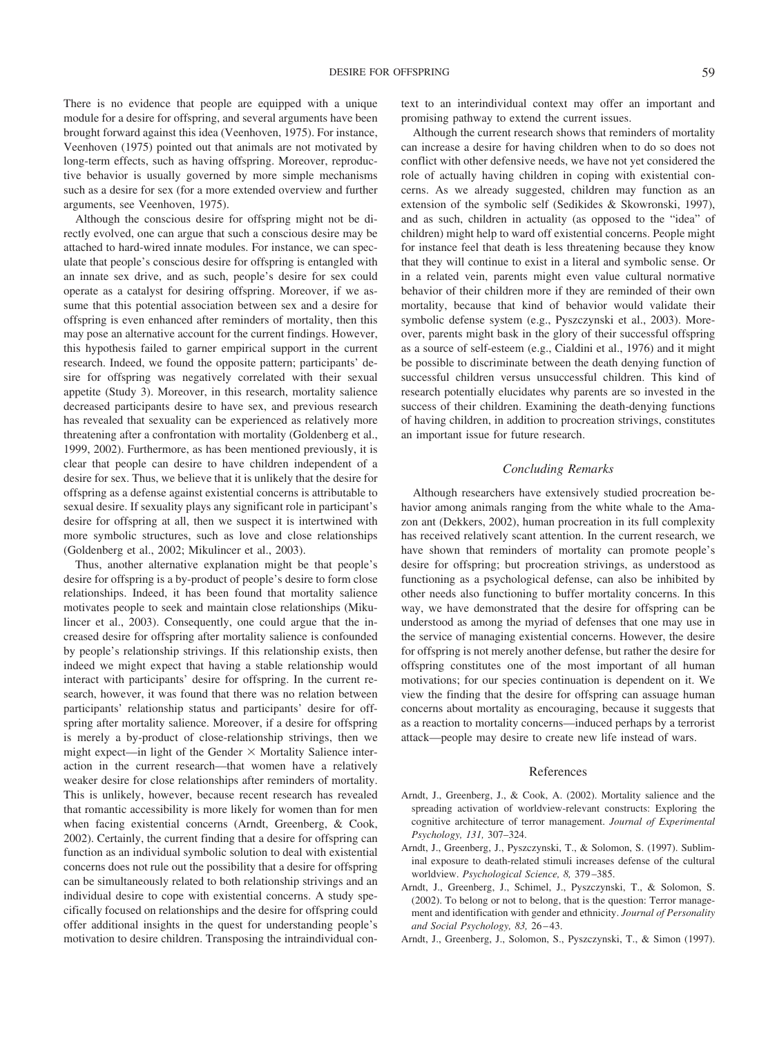There is no evidence that people are equipped with a unique module for a desire for offspring, and several arguments have been brought forward against this idea (Veenhoven, 1975). For instance, Veenhoven (1975) pointed out that animals are not motivated by long-term effects, such as having offspring. Moreover, reproductive behavior is usually governed by more simple mechanisms such as a desire for sex (for a more extended overview and further arguments, see Veenhoven, 1975).

Although the conscious desire for offspring might not be directly evolved, one can argue that such a conscious desire may be attached to hard-wired innate modules. For instance, we can speculate that people's conscious desire for offspring is entangled with an innate sex drive, and as such, people's desire for sex could operate as a catalyst for desiring offspring. Moreover, if we assume that this potential association between sex and a desire for offspring is even enhanced after reminders of mortality, then this may pose an alternative account for the current findings. However, this hypothesis failed to garner empirical support in the current research. Indeed, we found the opposite pattern; participants' desire for offspring was negatively correlated with their sexual appetite (Study 3). Moreover, in this research, mortality salience decreased participants desire to have sex, and previous research has revealed that sexuality can be experienced as relatively more threatening after a confrontation with mortality (Goldenberg et al., 1999, 2002). Furthermore, as has been mentioned previously, it is clear that people can desire to have children independent of a desire for sex. Thus, we believe that it is unlikely that the desire for offspring as a defense against existential concerns is attributable to sexual desire. If sexuality plays any significant role in participant's desire for offspring at all, then we suspect it is intertwined with more symbolic structures, such as love and close relationships (Goldenberg et al., 2002; Mikulincer et al., 2003).

Thus, another alternative explanation might be that people's desire for offspring is a by-product of people's desire to form close relationships. Indeed, it has been found that mortality salience motivates people to seek and maintain close relationships (Mikulincer et al., 2003). Consequently, one could argue that the increased desire for offspring after mortality salience is confounded by people's relationship strivings. If this relationship exists, then indeed we might expect that having a stable relationship would interact with participants' desire for offspring. In the current research, however, it was found that there was no relation between participants' relationship status and participants' desire for offspring after mortality salience. Moreover, if a desire for offspring is merely a by-product of close-relationship strivings, then we might expect—in light of the Gender × Mortality Salience interaction in the current research—that women have a relatively weaker desire for close relationships after reminders of mortality. This is unlikely, however, because recent research has revealed that romantic accessibility is more likely for women than for men when facing existential concerns (Arndt, Greenberg, & Cook, 2002). Certainly, the current finding that a desire for offspring can function as an individual symbolic solution to deal with existential concerns does not rule out the possibility that a desire for offspring can be simultaneously related to both relationship strivings and an individual desire to cope with existential concerns. A study specifically focused on relationships and the desire for offspring could offer additional insights in the quest for understanding people's motivation to desire children. Transposing the intraindividual context to an interindividual context may offer an important and promising pathway to extend the current issues.

Although the current research shows that reminders of mortality can increase a desire for having children when to do so does not conflict with other defensive needs, we have not yet considered the role of actually having children in coping with existential concerns. As we already suggested, children may function as an extension of the symbolic self (Sedikides & Skowronski, 1997), and as such, children in actuality (as opposed to the "idea" of children) might help to ward off existential concerns. People might for instance feel that death is less threatening because they know that they will continue to exist in a literal and symbolic sense. Or in a related vein, parents might even value cultural normative behavior of their children more if they are reminded of their own mortality, because that kind of behavior would validate their symbolic defense system (e.g., Pyszczynski et al., 2003). Moreover, parents might bask in the glory of their successful offspring as a source of self-esteem (e.g., Cialdini et al., 1976) and it might be possible to discriminate between the death denying function of successful children versus unsuccessful children. This kind of research potentially elucidates why parents are so invested in the success of their children. Examining the death-denying functions of having children, in addition to procreation strivings, constitutes an important issue for future research.

### *Concluding Remarks*

Although researchers have extensively studied procreation behavior among animals ranging from the white whale to the Amazon ant (Dekkers, 2002), human procreation in its full complexity has received relatively scant attention. In the current research, we have shown that reminders of mortality can promote people's desire for offspring; but procreation strivings, as understood as functioning as a psychological defense, can also be inhibited by other needs also functioning to buffer mortality concerns. In this way, we have demonstrated that the desire for offspring can be understood as among the myriad of defenses that one may use in the service of managing existential concerns. However, the desire for offspring is not merely another defense, but rather the desire for offspring constitutes one of the most important of all human motivations; for our species continuation is dependent on it. We view the finding that the desire for offspring can assuage human concerns about mortality as encouraging, because it suggests that as a reaction to mortality concerns—induced perhaps by a terrorist attack—people may desire to create new life instead of wars.

## References

Arndt, J., Greenberg, J., & Cook, A. (2002). Mortality salience and the spreading activation of worldview-relevant constructs: Exploring the cognitive architecture of terror management. *Journal of Experimental Psychology, 131,* 307–324.

Arndt, J., Greenberg, J., Pyszczynski, T., & Solomon, S. (1997). Subliminal exposure to death-related stimuli increases defense of the cultural worldview. *Psychological Science, 8,* 379–385.

Arndt, J., Greenberg, J., Schimel, J., Pyszczynski, T., & Solomon, S. (2002). To belong or not to belong, that is the question: Terror management and identification with gender and ethnicity. *Journal of Personality and Social Psychology, 83,* 26–43.

Arndt, J., Greenberg, J., Solomon, S., Pyszczynski, T., & Simon (1997).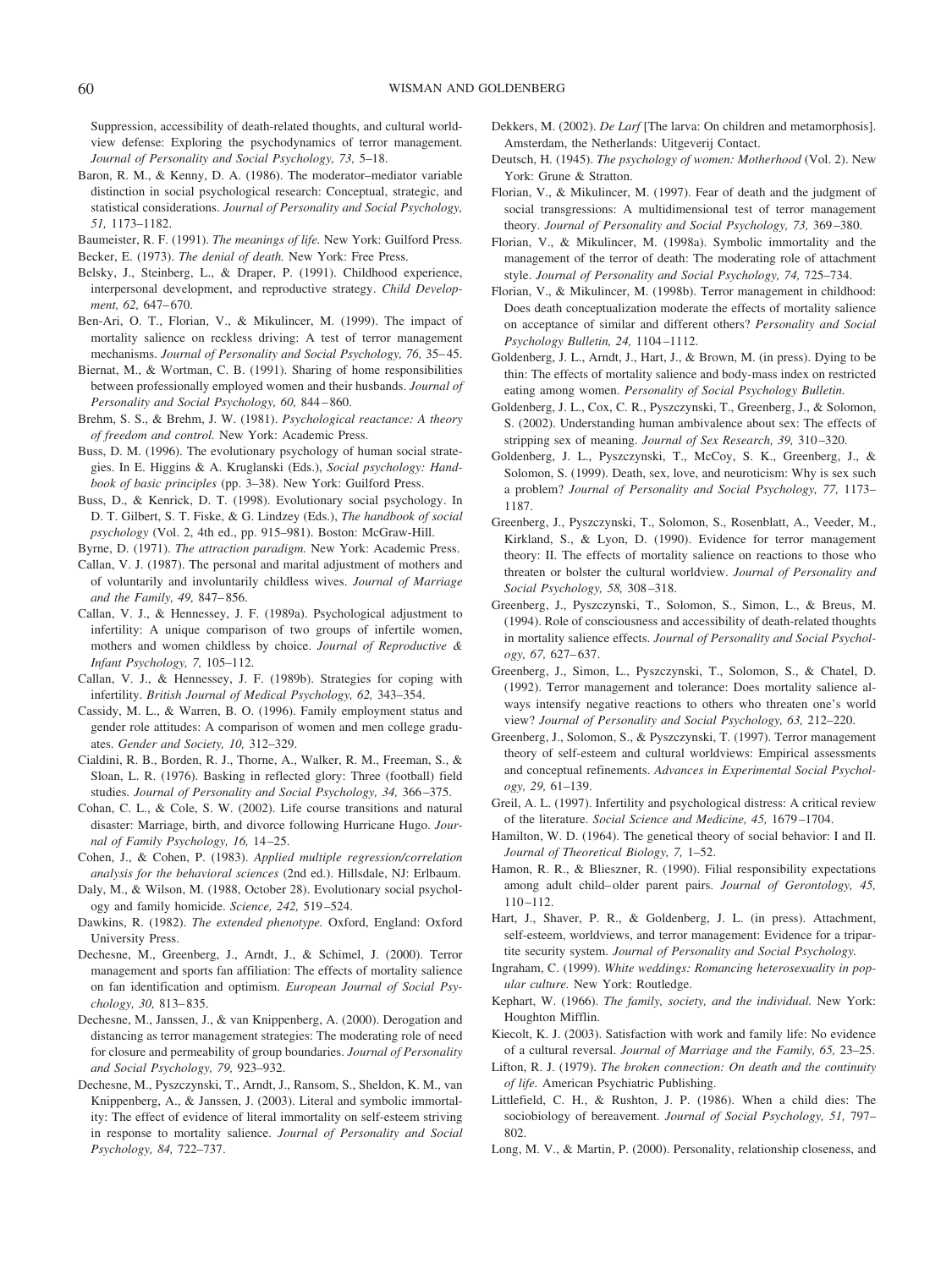Suppression, accessibility of death-related thoughts, and cultural worldview defense: Exploring the psychodynamics of terror management. *Journal of Personality and Social Psychology, 73,* 5–18.

Baron, R. M., & Kenny, D. A. (1986). The moderator–mediator variable distinction in social psychological research: Conceptual, strategic, and statistical considerations. *Journal of Personality and Social Psychology, 51,* 1173–1182.

Baumeister, R. F. (1991). *The meanings of life.* New York: Guilford Press.

Becker, E. (1973). *The denial of death.* New York: Free Press.

Belsky, J., Steinberg, L., & Draper, P. (1991). Childhood experience, interpersonal development, and reproductive strategy. *Child Development, 62,* 647–670.

Ben-Ari, O. T., Florian, V., & Mikulincer, M. (1999). The impact of mortality salience on reckless driving: A test of terror management mechanisms. *Journal of Personality and Social Psychology, 76,* 35–45.

Biernat, M., & Wortman, C. B. (1991). Sharing of home responsibilities between professionally employed women and their husbands. *Journal of Personality and Social Psychology, 60,* 844–860.

Brehm, S. S., & Brehm, J. W. (1981). *Psychological reactance: A theory of freedom and control.* New York: Academic Press.

Buss, D. M. (1996). The evolutionary psychology of human social strategies. In E. Higgins & A. Kruglanski (Eds.), *Social psychology: Handbook of basic principles* (pp. 3–38). New York: Guilford Press.

Buss, D., & Kenrick, D. T. (1998). Evolutionary social psychology. In D. T. Gilbert, S. T. Fiske, & G. Lindzey (Eds.), *The handbook of social psychology* (Vol. 2, 4th ed., pp. 915–981). Boston: McGraw-Hill.

Byrne, D. (1971). *The attraction paradigm.* New York: Academic Press.

Callan, V. J. (1987). The personal and marital adjustment of mothers and of voluntarily and involuntarily childless wives. *Journal of Marriage and the Family, 49,* 847–856.

Callan, V. J., & Hennessey, J. F. (1989a). Psychological adjustment to infertility: A unique comparison of two groups of infertile women, mothers and women childless by choice. *Journal of Reproductive & Infant Psychology, 7,* 105–112.

Callan, V. J., & Hennessey, J. F. (1989b). Strategies for coping with infertility. *British Journal of Medical Psychology, 62,* 343–354.

Cassidy, M. L., & Warren, B. O. (1996). Family employment status and gender role attitudes: A comparison of women and men college graduates. *Gender and Society, 10,* 312–329.

Cialdini, R. B., Borden, R. J., Thorne, A., Walker, R. M., Freeman, S., & Sloan, L. R. (1976). Basking in reflected glory: Three (football) field studies. *Journal of Personality and Social Psychology, 34,* 366–375.

Cohan, C. L., & Cole, S. W. (2002). Life course transitions and natural disaster: Marriage, birth, and divorce following Hurricane Hugo. *Journal of Family Psychology, 16,* 14–25.

Cohen, J., & Cohen, P. (1983). *Applied multiple regression/correlation analysis for the behavioral sciences* (2nd ed.). Hillsdale, NJ: Erlbaum.

Daly, M., & Wilson, M. (1988, October 28). Evolutionary social psychology and family homicide. *Science, 242,* 519–524.

Dawkins, R. (1982). *The extended phenotype.* Oxford, England: Oxford University Press.

Dechesne, M., Greenberg, J., Arndt, J., & Schimel, J. (2000). Terror management and sports fan affiliation: The effects of mortality salience on fan identification and optimism. *European Journal of Social Psychology, 30,* 813–835.

Dechesne, M., Janssen, J., & van Knippenberg, A. (2000). Derogation and distancing as terror management strategies: The moderating role of need for closure and permeability of group boundaries. *Journal of Personality and Social Psychology, 79,* 923–932.

Dechesne, M., Pyszczynski, T., Arndt, J., Ransom, S., Sheldon, K. M., van Knippenberg, A., & Janssen, J. (2003). Literal and symbolic immortality: The effect of evidence of literal immortality on self-esteem striving in response to mortality salience. *Journal of Personality and Social Psychology, 84,* 722–737.

Dekkers, M. (2002). *De Larf* [The larva: On children and metamorphosis]. Amsterdam, the Netherlands: Uitgeverij Contact.

Deutsch, H. (1945). *The psychology of women: Motherhood* (Vol. 2). New York: Grune & Stratton.

Florian, V., & Mikulincer, M. (1997). Fear of death and the judgment of social transgressions: A multidimensional test of terror management theory. *Journal of Personality and Social Psychology, 73,* 369–380.

Florian, V., & Mikulincer, M. (1998a). Symbolic immortality and the management of the terror of death: The moderating role of attachment style. *Journal of Personality and Social Psychology, 74,* 725–734.

Florian, V., & Mikulincer, M. (1998b). Terror management in childhood: Does death conceptualization moderate the effects of mortality salience on acceptance of similar and different others? *Personality and Social Psychology Bulletin, 24,* 1104–1112.

Goldenberg, J. L., Arndt, J., Hart, J., & Brown, M. (in press). Dying to be thin: The effects of mortality salience and body-mass index on restricted eating among women. *Personality of Social Psychology Bulletin.*

Goldenberg, J. L., Cox, C. R., Pyszczynski, T., Greenberg, J., & Solomon, S. (2002). Understanding human ambivalence about sex: The effects of stripping sex of meaning. *Journal of Sex Research, 39,* 310–320.

Goldenberg, J. L., Pyszczynski, T., McCoy, S. K., Greenberg, J., & Solomon, S. (1999). Death, sex, love, and neuroticism: Why is sex such a problem? *Journal of Personality and Social Psychology, 77,* 1173–1187.

Greenberg, J., Pyszczynski, T., Solomon, S., Rosenblatt, A., Veeder, M., Kirkland, S., & Lyon, D. (1990). Evidence for terror management theory: II. The effects of mortality salience on reactions to those who threaten or bolster the cultural worldview. *Journal of Personality and Social Psychology, 58,* 308–318.

Greenberg, J., Pyszczynski, T., Solomon, S., Simon, L., & Breus, M. (1994). Role of consciousness and accessibility of death-related thoughts in mortality salience effects. *Journal of Personality and Social Psychology, 67,* 627–637.

Greenberg, J., Simon, L., Pyszczynski, T., Solomon, S., & Chatel, D. (1992). Terror management and tolerance: Does mortality salience always intensify negative reactions to others who threaten one's world view? *Journal of Personality and Social Psychology, 63,* 212–220.

Greenberg, J., Solomon, S., & Pyszczynski, T. (1997). Terror management theory of self-esteem and cultural worldviews: Empirical assessments and conceptual refinements. *Advances in Experimental Social Psychology, 29,* 61–139.

Greil, A. L. (1997). Infertility and psychological distress: A critical review of the literature. *Social Science and Medicine, 45,* 1679–1704.

Hamilton, W. D. (1964). The genetical theory of social behavior: I and II. *Journal of Theoretical Biology, 7,* 1–52.

Hamon, R. R., & Blieszner, R. (1990). Filial responsibility expectations among adult child–older parent pairs. *Journal of Gerontology, 45,* 110–112.

Hart, J., Shaver, P. R., & Goldenberg, J. L. (in press). Attachment, self-esteem, worldviews, and terror management: Evidence for a tripartite security system. *Journal of Personality and Social Psychology.*

Ingraham, C. (1999). *White weddings: Romancing heterosexuality in popular culture.* New York: Routledge.

Kephart, W. (1966). *The family, society, and the individual.* New York: Houghton Mifflin.

Kiecolt, K. J. (2003). Satisfaction with work and family life: No evidence of a cultural reversal. *Journal of Marriage and the Family, 65,* 23–25.

Lifton, R. J. (1979). *The broken connection: On death and the continuity of life.* American Psychiatric Publishing.

Littlefield, C. H., & Rushton, J. P. (1986). When a child dies: The sociobiology of bereavement. *Journal of Social Psychology, 51,* 797–802.

Long, M. V., & Martin, P. (2000). Personality, relationship closeness, and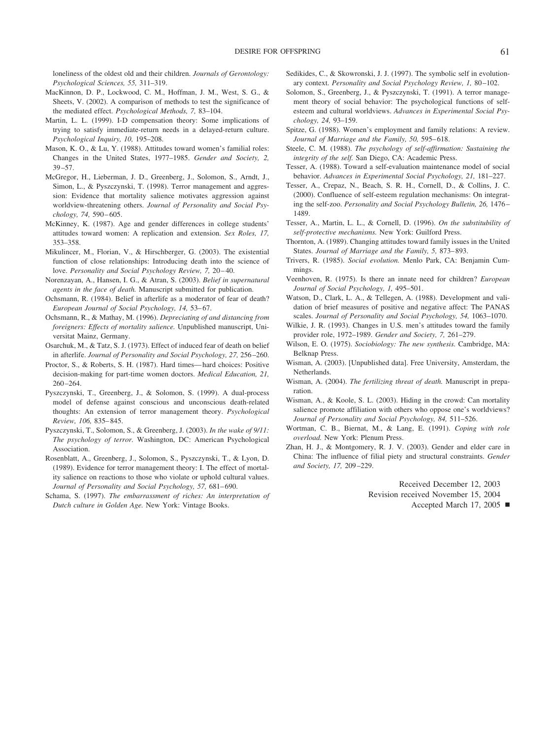loneliness of the oldest old and their children. *Journals of Gerontology: Psychological Sciences, 55,* 311–319.

MacKinnon, D. P., Lockwood, C. M., Hoffman, J. M., West, S. G., & Sheets, V. (2002). A comparison of methods to test the significance of the mediated effect. *Psychological Methods, 7,* 83–104.

Martin, L. L. (1999). I-D compensation theory: Some implications of trying to satisfy immediate-return needs in a delayed-return culture. *Psychological Inquiry, 10,* 195–208.

Mason, K. O., & Lu, Y. (1988). Attitudes toward women's familial roles: Changes in the United States, 1977–1985. *Gender and Society, 2,* 39–57.

McGregor, H., Lieberman, J. D., Greenberg, J., Solomon, S., Arndt, J., Simon, L., & Pyszczynski, T. (1998). Terror management and aggression: Evidence that mortality salience motivates aggression against worldview-threatening others. *Journal of Personality and Social Psychology, 74,* 590–605.

McKinney, K. (1987). Age and gender differences in college students' attitudes toward women: A replication and extension. *Sex Roles, 17,* 353–358.

Mikulincer, M., Florian, V., & Hirschberger, G. (2003). The existential function of close relationships: Introducing death into the science of love. *Personality and Social Psychology Review, 7,* 20–40.

Norenzayan, A., Hansen, I. G., & Atran, S. (2003). *Belief in supernatural agents in the face of death.* Manuscript submitted for publication.

Ochsmann, R. (1984). Belief in afterlife as a moderator of fear of death? *European Journal of Social Psychology, 14,* 53–67.

Ochsmann, R., & Mathay, M. (1996). *Depreciating of and distancing from foreigners: Effects of mortality salience.* Unpublished manuscript, Universitat Mainz, Germany.

Osarchuk, M., & Tatz, S. J. (1973). Effect of induced fear of death on belief in afterlife. *Journal of Personality and Social Psychology, 27,* 256–260.

Proctor, S., & Roberts, S. H. (1987). Hard times—hard choices: Positive decision-making for part-time women doctors. *Medical Education, 21,* 260–264.

Pyszczynski, T., Greenberg, J., & Solomon, S. (1999). A dual-process model of defense against conscious and unconscious death-related thoughts: An extension of terror management theory. *Psychological Review, 106,* 835–845.

Pyszczynski, T., Solomon, S., & Greenberg, J. (2003). *In the wake of 9/11: The psychology of terror.* Washington, DC: American Psychological Association.

Rosenblatt, A., Greenberg, J., Solomon, S., Pyszczynski, T., & Lyon, D. (1989). Evidence for terror management theory: I. The effect of mortality salience on reactions to those who violate or uphold cultural values. *Journal of Personality and Social Psychology, 57,* 681–690.

Schama, S. (1997). *The embarrassment of riches: An interpretation of Dutch culture in Golden Age.* New York: Vintage Books.

Sedikides, C., & Skowronski, J. J. (1997). The symbolic self in evolutionary context. *Personality and Social Psychology Review, 1,* 80–102.

Solomon, S., Greenberg, J., & Pyszczynski, T. (1991). A terror management theory of social behavior: The psychological functions of self-esteem and cultural worldviews. *Advances in Experimental Social Psychology, 24,* 93–159.

Spitze, G. (1988). Women's employment and family relations: A review. *Journal of Marriage and the Family, 50,* 595–618.

Steele, C. M. (1988). *The psychology of self-affirmation: Sustaining the integrity of the self.* San Diego, CA: Academic Press.

Tesser, A. (1988). Toward a self-evaluation maintenance model of social behavior. *Advances in Experimental Social Psychology, 21,* 181–227.

Tesser, A., Crepaz, N., Beach, S. R. H., Cornell, D., & Collins, J. C. (2000). Confluence of self-esteem regulation mechanisms: On integrating the self-zoo. *Personality and Social Psychology Bulletin, 26,* 1476–1489.

Tesser, A., Martin, L. L., & Cornell, D. (1996). *On the substitutibility of self-protective mechanisms.* New York: Guilford Press.

Thornton, A. (1989). Changing attitudes toward family issues in the United States. *Journal of Marriage and the Family, 5,* 873–893.

Trivers, R. (1985). *Social evolution.* Menlo Park, CA: Benjamin Cummings.

Veenhoven, R. (1975). Is there an innate need for children? *European Journal of Social Psychology, 1,* 495–501.

Watson, D., Clark, L. A., & Tellegen, A. (1988). Development and validation of brief measures of positive and negative affect: The PANAS scales. *Journal of Personality and Social Psychology, 54,* 1063–1070.

Wilkie, J. R. (1993). Changes in U.S. men's attitudes toward the family provider role, 1972–1989. *Gender and Society, 7,* 261–279.

Wilson, E. O. (1975). *Sociobiology: The new synthesis.* Cambridge, MA: Belknap Press.

Wisman, A. (2003). [Unpublished data]. Free University, Amsterdam, the Netherlands.

Wisman, A. (2004). *The fertilizing threat of death.* Manuscript in preparation.

Wisman, A., & Koole, S. L. (2003). Hiding in the crowd: Can mortality salience promote affiliation with others who oppose one's worldviews? *Journal of Personality and Social Psychology, 84,* 511–526.

Wortman, C. B., Biernat, M., & Lang, E. (1991). *Coping with role overload.* New York: Plenum Press.

Zhan, H. J., & Montgomery, R. J. V. (2003). Gender and elder care in China: The influence of filial piety and structural constraints. *Gender and Society, 17,* 209–229.

Received December 12, 2003
Revision received November 15, 2004
Accepted March 17, 2005 ■